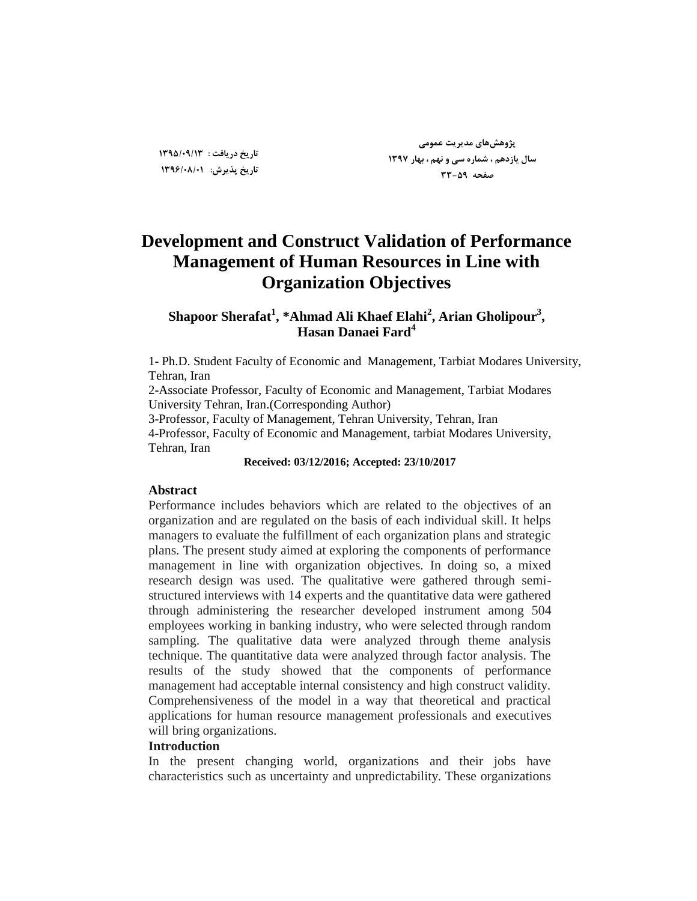پژوهش‌های مدیریت عمومی
سال یازدهم ، شماره سی و نهم ، بهار ۱۳۹۷
صفحه ۵۹-۳۳

تاریخ دریافت : ۱۳۹۵/۰۹/۱۳
تاریخ پذیرش: ۱۳۹۶/۰۸/۰۱

# Development and Construct Validation of Performance Management of Human Resources in Line with Organization Objectives

**Shapoor Sherafat[1], *Ahmad Ali Khaef Elahi[2], Arian Gholipour[3], Hasan Danaei Fard[4]**

1- Ph.D. Student Faculty of Economic and Management, Tarbiat Modares University, Tehran, Iran
2-Associate Professor, Faculty of Economic and Management, Tarbiat Modares University Tehran, Iran.(Corresponding Author)
3-Professor, Faculty of Management, Tehran University, Tehran, Iran
4-Professor, Faculty of Economic and Management, tarbiat Modares University, Tehran, Iran

**Received: 03/12/2016; Accepted: 23/10/2017**

## Abstract

Performance includes behaviors which are related to the objectives of an organization and are regulated on the basis of each individual skill. It helps managers to evaluate the fulfillment of each organization plans and strategic plans. The present study aimed at exploring the components of performance management in line with organization objectives. In doing so, a mixed research design was used. The qualitative were gathered through semi-structured interviews with 14 experts and the quantitative data were gathered through administering the researcher developed instrument among 504 employees working in banking industry, who were selected through random sampling. The qualitative data were analyzed through theme analysis technique. The quantitative data were analyzed through factor analysis. The results of the study showed that the components of performance management had acceptable internal consistency and high construct validity. Comprehensiveness of the model in a way that theoretical and practical applications for human resource management professionals and executives will bring organizations.

## Introduction

In the present changing world, organizations and their jobs have characteristics such as uncertainty and unpredictability. These organizations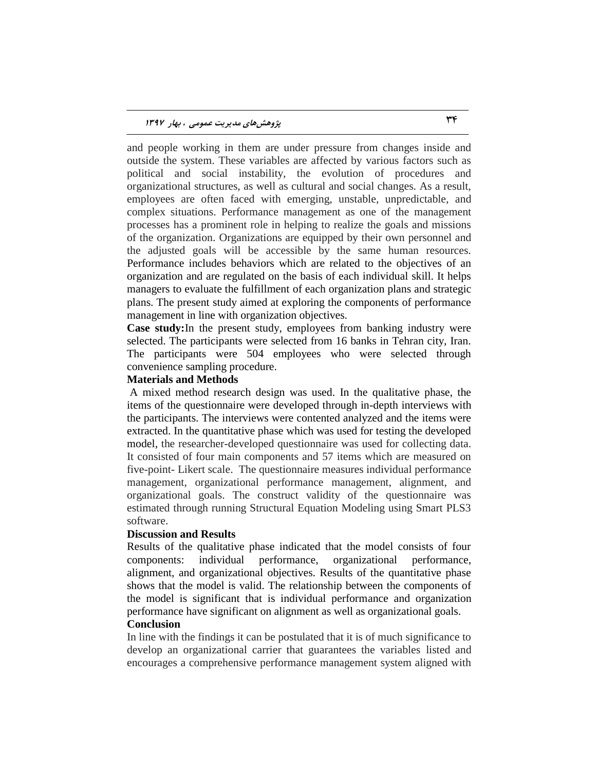and people working in them are under pressure from changes inside and outside the system. These variables are affected by various factors such as political and social instability, the evolution of procedures and organizational structures, as well as cultural and social changes. As a result, employees are often faced with emerging, unstable, unpredictable, and complex situations. Performance management as one of the management processes has a prominent role in helping to realize the goals and missions of the organization. Organizations are equipped by their own personnel and the adjusted goals will be accessible by the same human resources. Performance includes behaviors which are related to the objectives of an organization and are regulated on the basis of each individual skill. It helps managers to evaluate the fulfillment of each organization plans and strategic plans. The present study aimed at exploring the components of performance management in line with organization objectives.

**Case study:**In the present study, employees from banking industry were selected. The participants were selected from 16 banks in Tehran city, Iran. The participants were 504 employees who were selected through convenience sampling procedure.

**Materials and Methods**

A mixed method research design was used. In the qualitative phase, the items of the questionnaire were developed through in-depth interviews with the participants. The interviews were contented analyzed and the items were extracted. In the quantitative phase which was used for testing the developed model, the researcher-developed questionnaire was used for collecting data. It consisted of four main components and 57 items which are measured on five-point- Likert scale. The questionnaire measures individual performance management, organizational performance management, alignment, and organizational goals. The construct validity of the questionnaire was estimated through running Structural Equation Modeling using Smart PLS3 software.

**Discussion and Results**

Results of the qualitative phase indicated that the model consists of four components: individual performance, organizational performance, alignment, and organizational objectives. Results of the quantitative phase shows that the model is valid. The relationship between the components of the model is significant that is individual performance and organization performance have significant on alignment as well as organizational goals.

**Conclusion**

In line with the findings it can be postulated that it is of much significance to develop an organizational carrier that guarantees the variables listed and encourages a comprehensive performance management system aligned with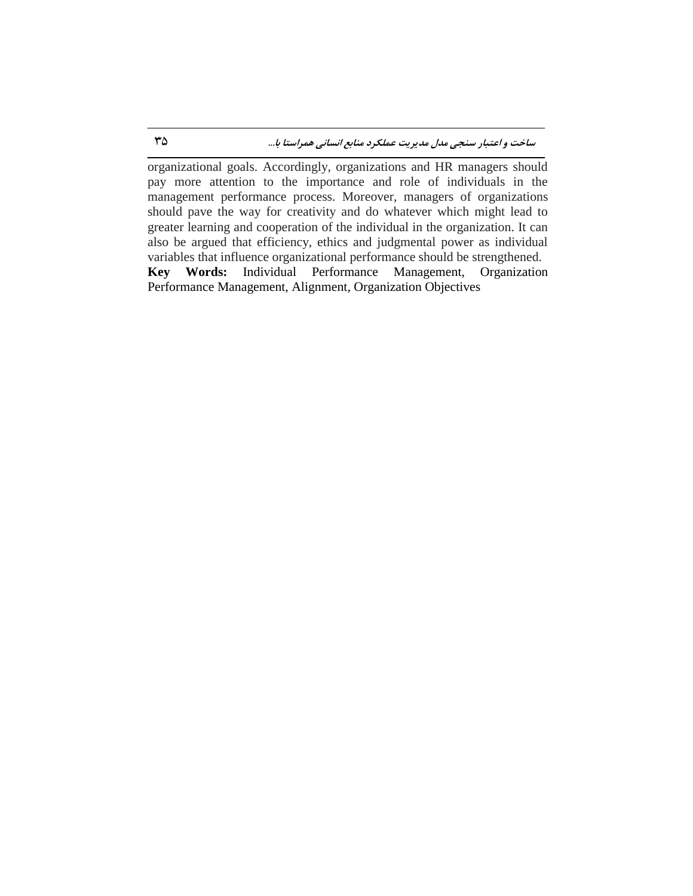organizational goals. Accordingly, organizations and HR managers should pay more attention to the importance and role of individuals in the management performance process. Moreover, managers of organizations should pave the way for creativity and do whatever which might lead to greater learning and cooperation of the individual in the organization. It can also be argued that efficiency, ethics and judgmental power as individual variables that influence organizational performance should be strengthened.

**Key Words:** Individual Performance Management, Organization Performance Management, Alignment, Organization Objectives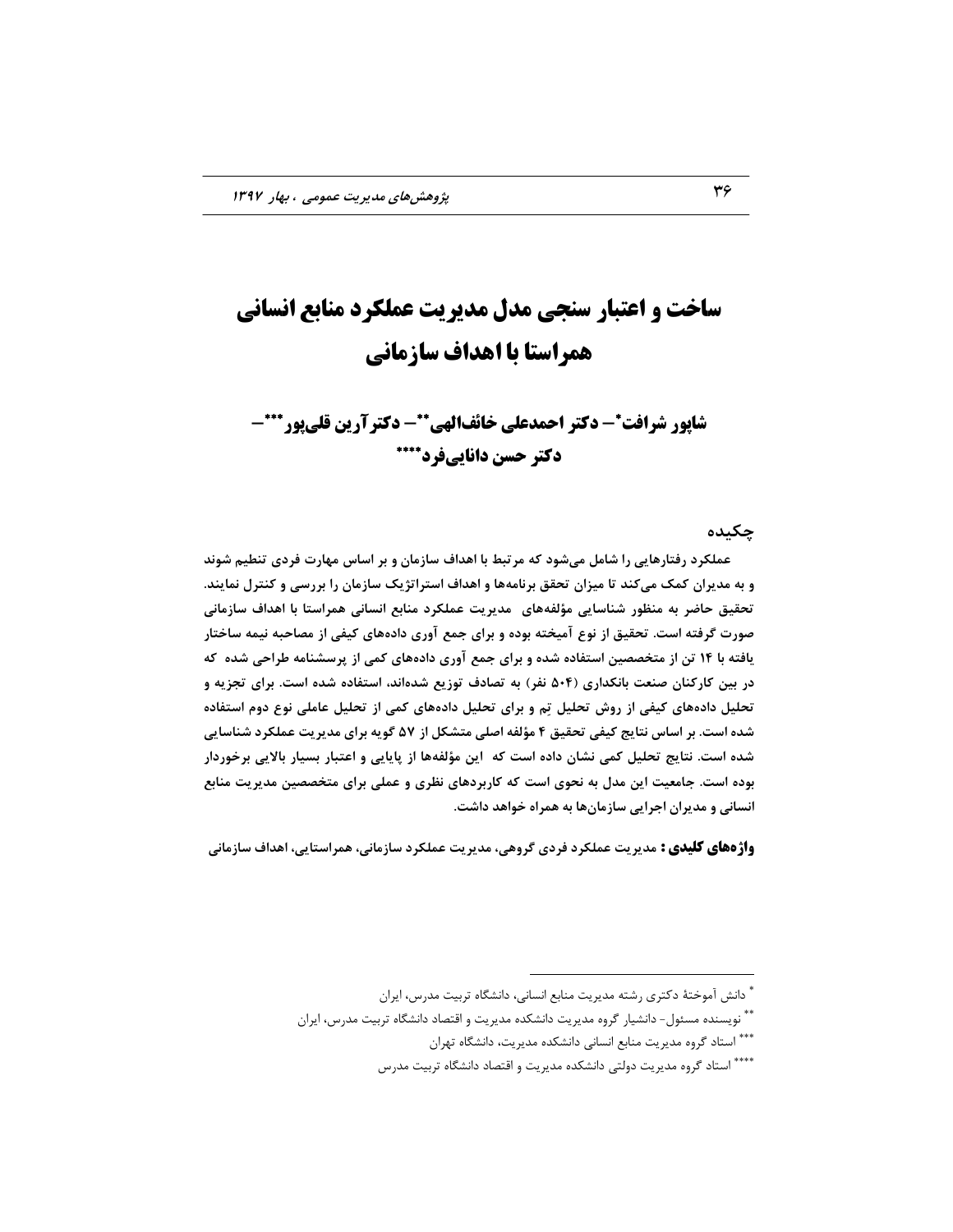# ساخت و اعتبار سنجی مدل مدیریت عملکرد منابع انسانی همراستا با اهداف سازمانی

**شاپور شرافت[*]– دکتر احمدعلی خائف‌الهی[**]– دکتر آرین قلی‌پور[***]– دکتر حسن دانایی‌فرد[****]**

## چکیده

**عملکرد رفتارهایی را شامل می‌شود که مرتبط با اهداف سازمان و بر اساس مهارت فردی تنظیم شوند و به مدیران کمک می‌کند تا میزان تحقق برنامه‌ها و اهداف استراتژیک سازمان را بررسی و کنترل نمایند. تحقیق حاضر به منظور شناسایی مؤلفه‌های مدیریت عملکرد منابع انسانی همراستا با اهداف سازمانی صورت گرفته است. تحقیق از نوع آمیخته بوده و برای جمع آوری داده‌های کیفی از مصاحبه نیمه ساختار یافته با ۱۴ تن از متخصصین استفاده شده و برای جمع آوری داده‌های کمی از پرسشنامه طراحی شده که در بین کارکنان صنعت بانکداری (۵۰۴ نفر) به تصادف توزیع شده‌اند، استفاده شده است. برای تجزیه و تحلیل داده‌های کیفی از روش تحلیل تِم و برای تحلیل داده‌های کمی از تحلیل عاملی نوع دوم استفاده شده است. بر اساس نتایج کیفی تحقیق ۴ مؤلفه اصلی متشکل از ۵۷ گویه برای مدیریت عملکرد شناسایی شده است. نتایج تحلیل کمی نشان داده است که این مؤلفه‌ها از پایایی و اعتبار بسیار بالایی برخوردار بوده است. جامعیت این مدل به نحوی است که کاربردهای نظری و عملی برای متخصصین مدیریت منابع انسانی و مدیران اجرایی سازمان‌ها به همراه خواهد داشت.**

**واژه‌های کلیدی:** مدیریت عملکرد فردی گروهی، مدیریت عملکرد سازمانی، همراستایی، اهداف سازمانی

---

[*] دانش آموختهٔ دکتری رشته مدیریت منابع انسانی، دانشگاه تربیت مدرس، ایران

[**] نویسنده مسئول- دانشیار گروه مدیریت دانشکده مدیریت و اقتصاد دانشگاه تربیت مدرس، ایران

[***] استاد گروه مدیریت منابع انسانی دانشکده مدیریت، دانشگاه تهران

[****] استاد گروه مدیریت دولتی دانشکده مدیریت و اقتصاد دانشگاه تربیت مدرس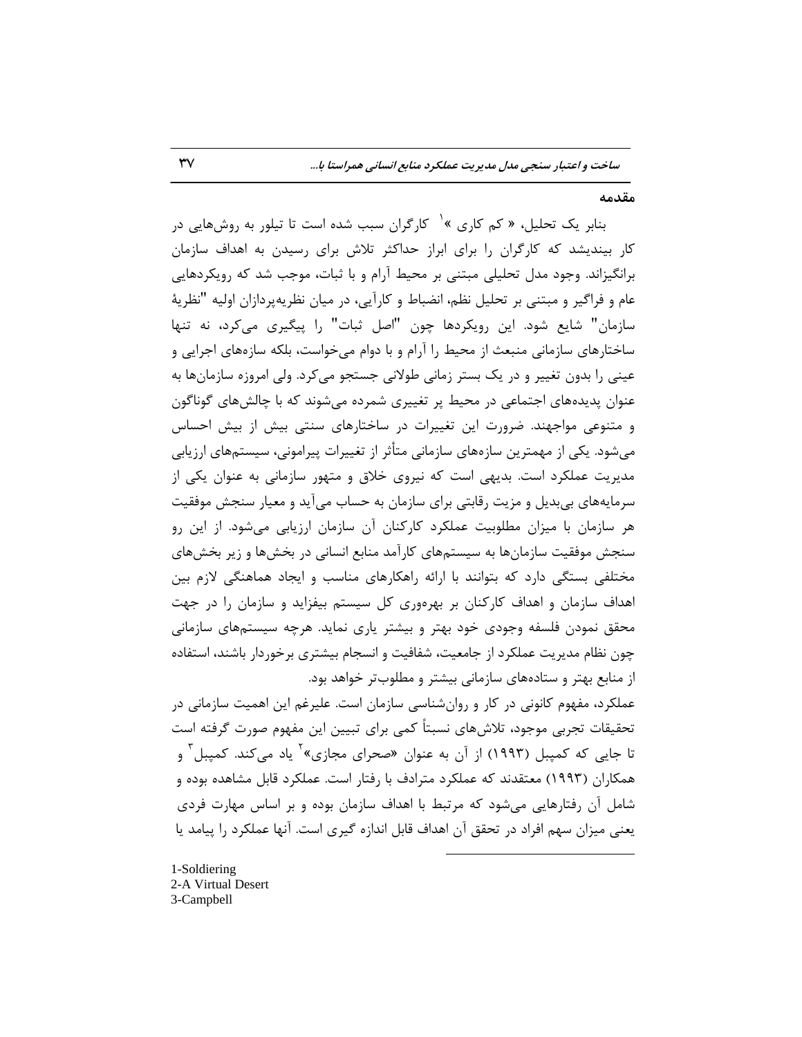## مقدمه

بنابر یک تحلیل، « کم کاری »[1] کارگران سبب شده است تا تیلور به روش‌هایی در کار بیندیشد که کارگران را برای ابراز حداکثر تلاش برای رسیدن به اهداف سازمان برانگیزاند. وجود مدل تحلیلی مبتنی بر محیط آرام و با ثبات، موجب شد که رویکردهایی عام و فراگیر و مبتنی بر تحلیل نظم، انضباط و کارآیی، در میان نظریه‌پردازان اولیه "نظریهٔ سازمان" شایع شود. این رویکردها چون "اصل ثبات" را پیگیری می‌کرد، نه تنها ساختارهای سازمانی منبعث از محیط را آرام و با دوام می‌خواست، بلکه سازه‌های اجرایی و عینی را بدون تغییر و در یک بستر زمانی طولانی جستجو می‌کرد. ولی امروزه سازمان‌ها به عنوان پدیده‌های اجتماعی در محیط پر تغییری شمرده می‌شوند که با چالش‌های گوناگون و متنوعی مواجهند. ضرورت این تغییرات در ساختارهای سنتی بیش از بیش احساس می‌شود. یکی از مهمترین سازه‌های سازمانی متأثر از تغییرات پیرامونی، سیستم‌های ارزیابی مدیریت عملکرد است. بدیهی است که نیروی خلاق و متهور سازمانی به عنوان یکی از سرمایه‌های بی‌بدیل و مزیت رقابتی برای سازمان به حساب می‌آید و معیار سنجش موفقیت هر سازمان با میزان مطلوبیت عملکرد کارکنان آن سازمان ارزیابی می‌شود. از این رو سنجش موفقیت سازمان‌ها به سیستم‌های کارآمد منابع انسانی در بخش‌ها و زیر بخش‌های مختلفی بستگی دارد که بتوانند با ارائه راهکارهای مناسب و ایجاد هماهنگی لازم بین اهداف سازمان و اهداف کارکنان بر بهره‌وری کل سیستم بیفزاید و سازمان را در جهت محقق نمودن فلسفه وجودی خود بهتر و بیشتر یاری نماید. هرچه سیستم‌های سازمانی چون نظام مدیریت عملکرد از جامعیت، شفافیت و انسجام بیشتری برخوردار باشند، استفاده از منابع بهتر و ستاده‌های سازمانی بیشتر و مطلوب‌تر خواهد بود.

عملکرد، مفهوم کانونی در کار و روان‌شناسی سازمان است. علیرغم این اهمیت سازمانی در تحقیقات تجربی موجود، تلاش‌های نسبتاً کمی برای تبیین این مفهوم صورت گرفته است تا جایی که کمپبل (۱۹۹۳) از آن به عنوان «صحرای مجازی»[2] یاد می‌کند. کمپبل[3] و همکاران (۱۹۹۳) معتقدند که عملکرد مترادف با رفتار است. عملکرد قابل مشاهده بوده و شامل آن رفتارهایی می‌شود که مرتبط با اهداف سازمان بوده و بر اساس مهارت فردی یعنی میزان سهم افراد در تحقق آن اهداف قابل اندازه گیری است. آنها عملکرد را پیامد یا

---

1-Soldiering
2-A Virtual Desert
3-Campbell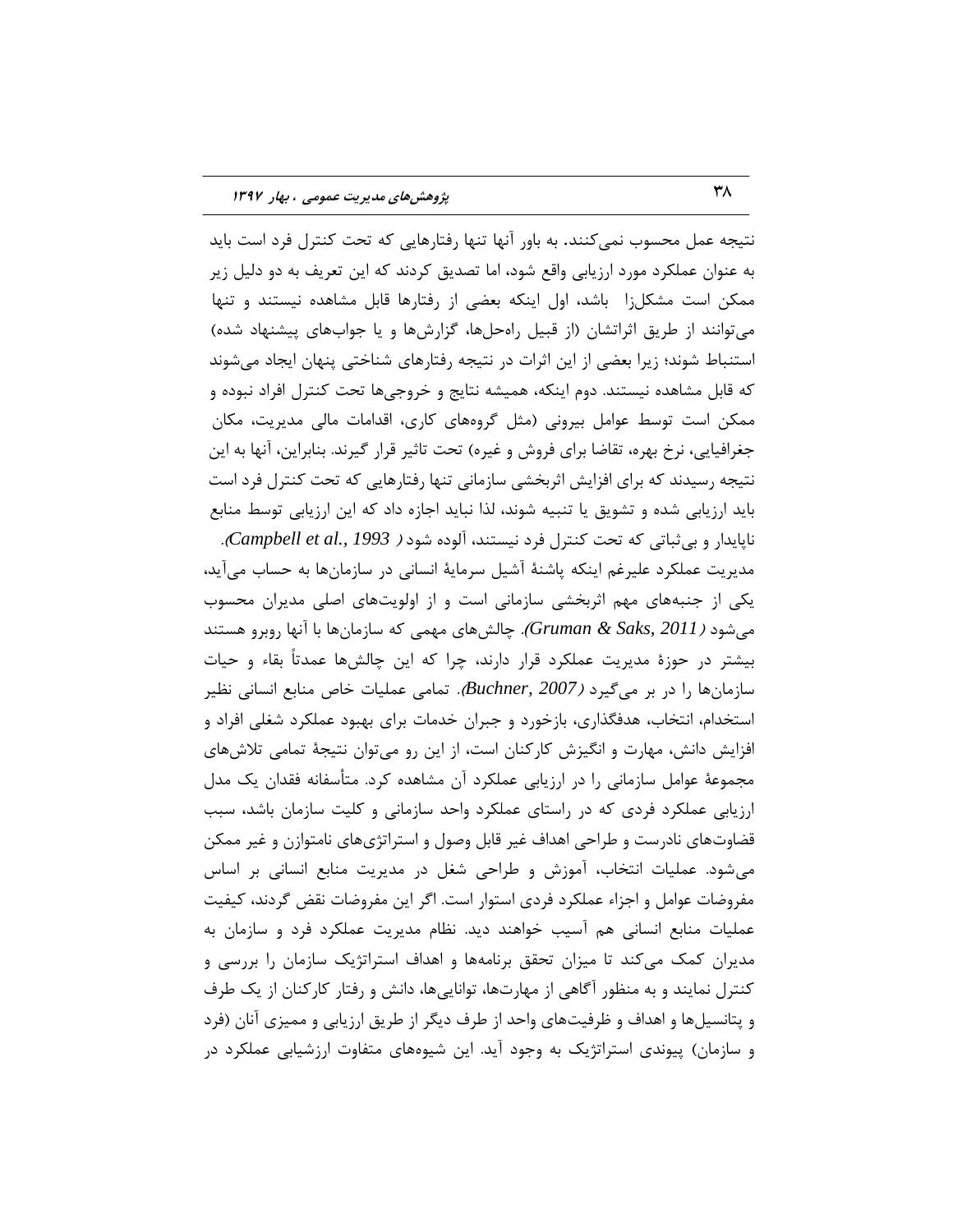نتیجه عمل محسوب نمی‌کنند. به باور آنها تنها رفتارهایی که تحت کنترل فرد است باید به عنوان عملکرد مورد ارزیابی واقع شود، اما تصدیق کردند که این تعریف به دو دلیل زیر ممکن است مشکل‌زا باشد، اول اینکه بعضی از رفتارها قابل مشاهده نیستند و تنها می‌توانند از طریق اثراتشان (از قبیل راه‌حل‌ها، گزارش‌ها و یا جواب‌های پیشنهاد شده) استنباط شوند؛ زیرا بعضی از این اثرات در نتیجه رفتارهای شناختی پنهان ایجاد می‌شوند که قابل مشاهده نیستند. دوم اینکه، همیشه نتایج و خروجی‌ها تحت کنترل افراد نبوده و ممکن است توسط عوامل بیرونی (مثل گروه‌های کاری، اقدامات مالی مدیریت، مکان جغرافیایی، نرخ بهره، تقاضا برای فروش و غیره) تحت تاثیر قرار گیرند. بنابراین، آنها به این نتیجه رسیدند که برای افزایش اثربخشی سازمانی تنها رفتارهایی که تحت کنترل فرد است باید ارزیابی شده و تشویق یا تنبیه شوند، لذا نباید اجازه داد که این ارزیابی توسط منابع ناپایدار و بی‌ثباتی که تحت کنترل فرد نیستند، آلوده شود (*Campbell et al., 1993*).

مدیریت عملکرد علیرغم اینکه پاشنهٔ آشیل سرمایهٔ انسانی در سازمان‌ها به حساب می‌آید، یکی از جنبه‌های مهم اثربخشی سازمانی است و از اولویت‌های اصلی مدیران محسوب می‌شود (*Gruman & Saks, 2011*). چالش‌های مهمی که سازمان‌ها با آنها روبرو هستند بیشتر در حوزهٔ مدیریت عملکرد قرار دارند، چرا که این چالش‌ها عمدتاً بقاء و حیات سازمان‌ها را در بر می‌گیرد (*Buchner, 2007*). تمامی عملیات خاص منابع انسانی نظیر استخدام، انتخاب، هدفگذاری، بازخورد و جبران خدمات برای بهبود عملکرد شغلی افراد و افزایش دانش، مهارت و انگیزش کارکنان است، از این رو می‌توان نتیجهٔ تمامی تلاش‌های مجموعهٔ عوامل سازمانی را در ارزیابی عملکرد آن مشاهده کرد. متأسفانه فقدان یک مدل ارزیابی عملکرد فردی که در راستای عملکرد واحد سازمانی و کلیت سازمان باشد، سبب قضاوت‌های نادرست و طراحی اهداف غیر قابل وصول و استراتژی‌های نامتوازن و غیر ممکن می‌شود. عملیات انتخاب، آموزش و طراحی شغل در مدیریت منابع انسانی بر اساس مفروضات عوامل و اجزاء عملکرد فردی استوار است. اگر این مفروضات نقض گردند، کیفیت عملیات منابع انسانی هم آسیب خواهند دید. نظام مدیریت عملکرد فرد و سازمان به مدیران کمک می‌کند تا میزان تحقق برنامه‌ها و اهداف استراتژیک سازمان را بررسی و کنترل نمایند و به منظور آگاهی از مهارت‌ها، توانایی‌ها، دانش و رفتار کارکنان از یک طرف و پتانسیل‌ها و اهداف و ظرفیت‌های واحد از طرف دیگر از طریق ارزیابی و ممیزی آنان (فرد و سازمان) پیوندی استراتژیک به وجود آید. این شیوه‌های متفاوت ارزشیابی عملکرد در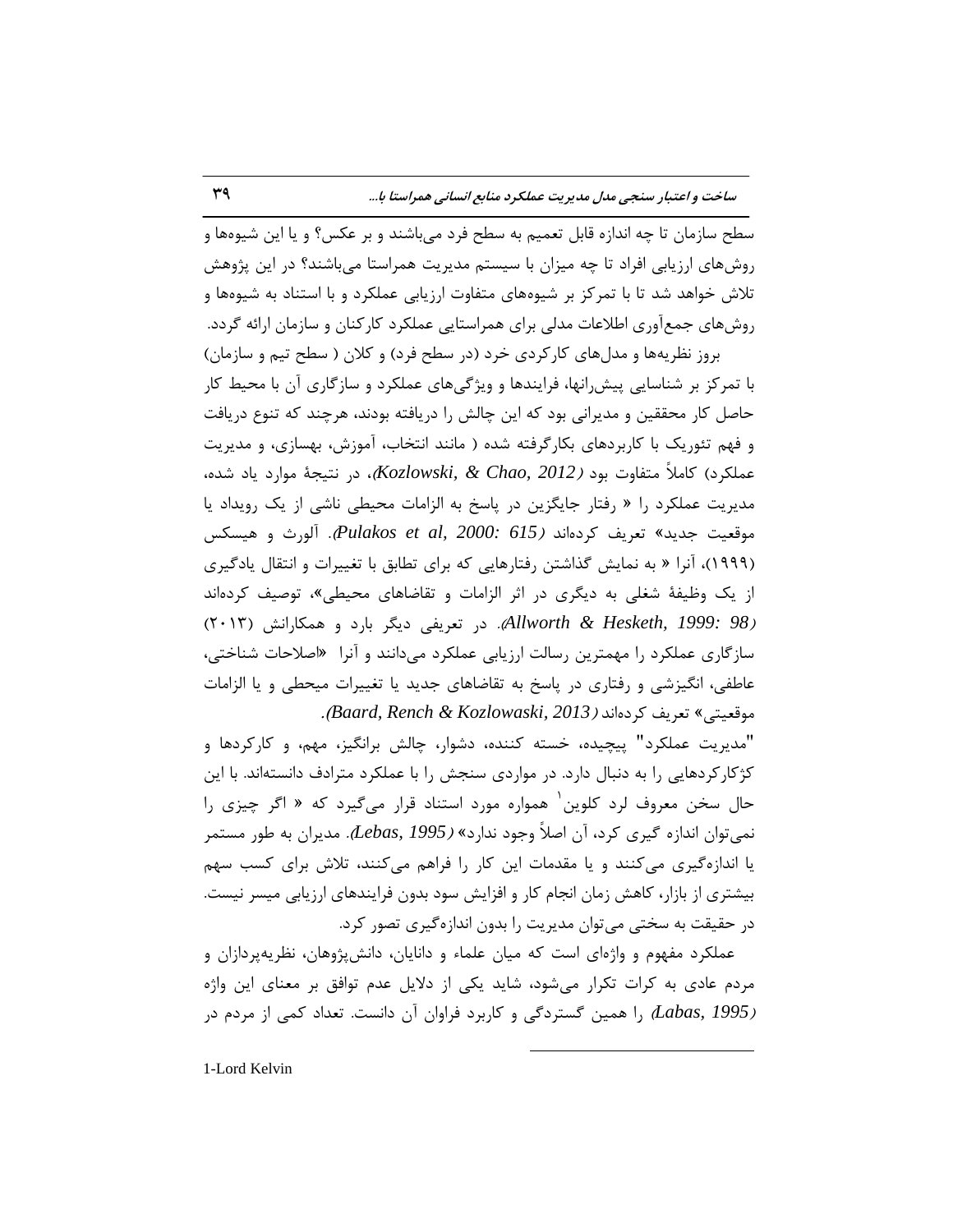سطح سازمان تا چه اندازه قابل تعمیم به سطح فرد می‌باشند و بر عکس؟ و یا این شیوه‌ها و روش‌های ارزیابی افراد تا چه میزان با سیستم مدیریت همراستا می‌باشند؟ در این پژوهش تلاش خواهد شد تا با تمرکز بر شیوه‌های متفاوت ارزیابی عملکرد و با استناد به شیوه‌ها و روش‌های جمع‌آوری اطلاعات مدلی برای همراستایی عملکرد کارکنان و سازمان ارائه گردد.

بروز نظریه‌ها و مدل‌های کارکردی خرد (در سطح فرد) و کلان ( سطح تیم و سازمان) با تمرکز بر شناسایی پیش‌رانها، فرایندها و ویژگی‌های عملکرد و سازگاری آن با محیط کار حاصل کار محققین و مدیرانی بود که این چالش را دریافته بودند، هرچند که تنوع دریافت و فهم تئوریک با کاربردهای بکارگرفته شده ( مانند انتخاب، آموزش، بهسازی، و مدیریت عملکرد) کاملاً متفاوت بود *(Kozlowski, & Chao, 2012)*، در نتیجهٔ موارد یاد شده، مدیریت عملکرد را « رفتار جایگزین در پاسخ به الزامات محیطی ناشی از یک رویداد یا موقعیت جدید» تعریف کرده‌اند *(Pulakos et al, 2000: 615)*. آلورث و هیسکس (۱۹۹۹)، آنرا « به نمایش گذاشتن رفتارهایی که برای تطابق با تغییرات و انتقال یادگیری از یک وظیفهٔ شغلی به دیگری در اثر الزامات و تقاضاهای محیطی»، توصیف کرده‌اند *(Allworth & Hesketh, 1999: 98)*. در تعریفی دیگر بارد و همکارانش (۲۰۱۳) سازگاری عملکرد را مهمترین رسالت ارزیابی عملکرد می‌دانند و آنرا «اصلاحات شناختی، عاطفی، انگیزشی و رفتاری در پاسخ به تقاضاهای جدید یا تغییرات میحطی و یا الزامات موقعیتی» تعریف کرده‌اند *(Baard, Rench & Kozlowaski, 2013)*.

"مدیریت عملکرد" پیچیده، خسته کننده، دشوار، چالش برانگیز، مهم، و کارکردها و کژکارکردهایی را به دنبال دارد. در مواردی سنجش را با عملکرد مترادف دانسته‌اند. با این حال سخن معروف لرد کلوین[1] همواره مورد استناد قرار می‌گیرد که « اگر چیزی را نمی‌توان اندازه گیری کرد، آن اصلاً وجود ندارد» *(Lebas, 1995)*. مدیران به طور مستمر یا اندازه‌گیری می‌کنند و یا مقدمات این کار را فراهم می‌کنند، تلاش برای کسب سهم بیشتری از بازار، کاهش زمان انجام کار و افزایش سود بدون فرایندهای ارزیابی میسر نیست. در حقیقت به سختی می‌توان مدیریت را بدون اندازه‌گیری تصور کرد.

عملکرد مفهوم و واژه‌ای است که میان علماء و دانایان، دانش‌پژوهان، نظریه‌پردازان و مردم عادی به کرات تکرار می‌شود، شاید یکی از دلایل عدم توافق بر معنای این واژه *(Labas, 1995)* را همین گستردگی و کاربرد فراوان آن دانست. تعداد کمی از مردم در

---

1-Lord Kelvin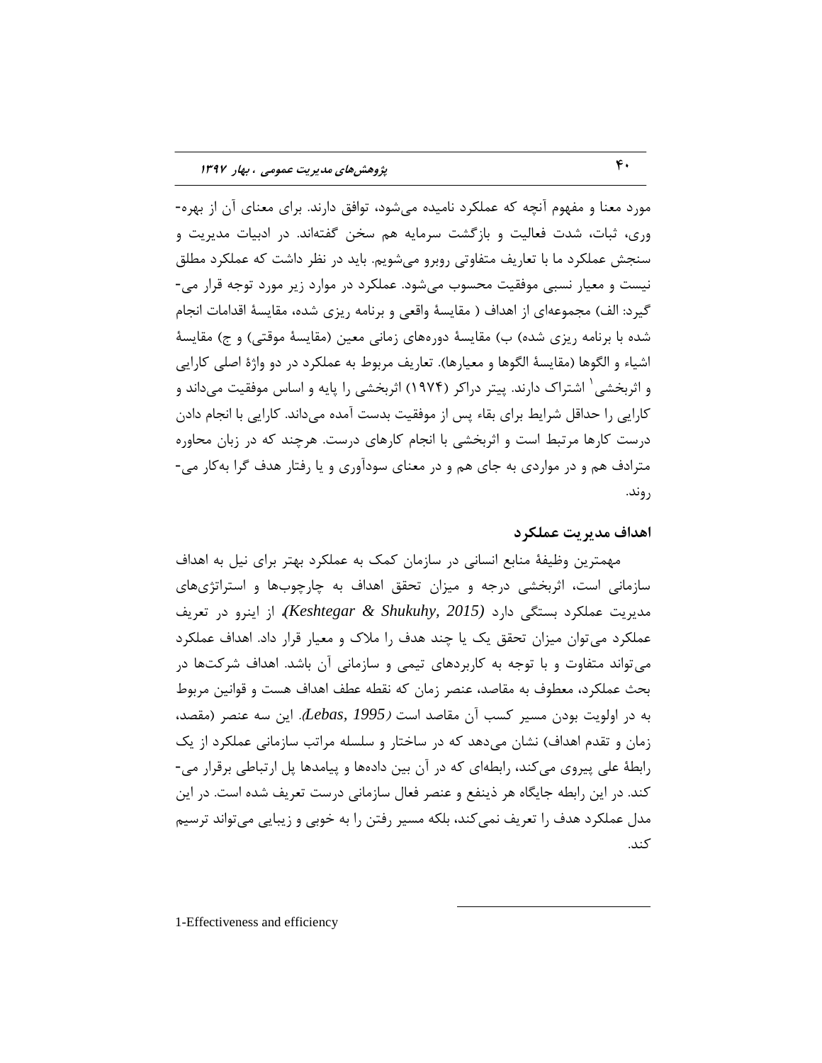مورد معنا و مفهوم آنچه که عملکرد نامیده می‌شود، توافق دارند. برای معنای آن از بهره‌وری، ثبات، شدت فعالیت و بازگشت سرمایه هم سخن گفته‌اند. در ادبیات مدیریت و سنجش عملکرد ما با تعاریف متفاوتی روبرو می‌شویم. باید در نظر داشت که عملکرد مطلق نیست و معیار نسبی موفقیت محسوب می‌شود. عملکرد در موارد زیر مورد توجه قرار می‌گیرد: الف) مجموعه‌ای از اهداف ( مقایسهٔ واقعی و برنامه ریزی شده، مقایسهٔ اقدامات انجام شده با برنامه ریزی شده) ب) مقایسهٔ دوره‌های زمانی معین (مقایسهٔ موقتی) و ج) مقایسهٔ اشیاء و الگوها (مقایسهٔ الگوها و معیارها). تعاریف مربوط به عملکرد در دو واژهٔ اصلی کارایی و اثربخشی[1] اشتراک دارند. پیتر دراکر (۱۹۷۴) اثربخشی را پایه و اساس موفقیت می‌داند و کارایی را حداقل شرایط برای بقاء پس از موفقیت بدست آمده می‌داند. کارایی با انجام دادن درست کارها مرتبط است و اثربخشی با انجام کارهای درست. هرچند که در زبان محاوره مترادف هم و در مواردی به جای هم و در معنای سودآوری و یا رفتار هدف گرا به‌کار می‌روند.

## اهداف مدیریت عملکرد

مهمترین وظیفهٔ منابع انسانی در سازمان کمک به عملکرد بهتر برای نیل به اهداف سازمانی است، اثربخشی درجه و میزان تحقق اهداف به چارچوب‌ها و استراتژی‌های مدیریت عملکرد بستگی دارد *(Keshtegar & Shukuhy, 2015)*، از اینرو در تعریف عملکرد می‌توان میزان تحقق یک یا چند هدف را ملاک و معیار قرار داد. اهداف عملکرد می‌تواند متفاوت و با توجه به کاربردهای تیمی و سازمانی آن باشد. اهداف شرکت‌ها در بحث عملکرد، معطوف به مقاصد، عنصر زمان که نقطه عطف اهداف هست و قوانین مربوط به در اولویت بودن مسیر کسب آن مقاصد است *(Lebas, 1995)*. این سه عنصر (مقصد، زمان و تقدم اهداف) نشان می‌دهد که در ساختار و سلسله مراتب سازمانی عملکرد از یک رابطهٔ علی پیروی می‌کند، رابطه‌ای که در آن بین داده‌ها و پیامدها پل ارتباطی برقرار می‌کند. در این رابطه جایگاه هر ذینفع و عنصر فعال سازمانی درست تعریف شده است. در این مدل عملکرد هدف را تعریف نمی‌کند، بلکه مسیر رفتن را به خوبی و زیبایی می‌تواند ترسیم کند.

---

1-Effectiveness and efficiency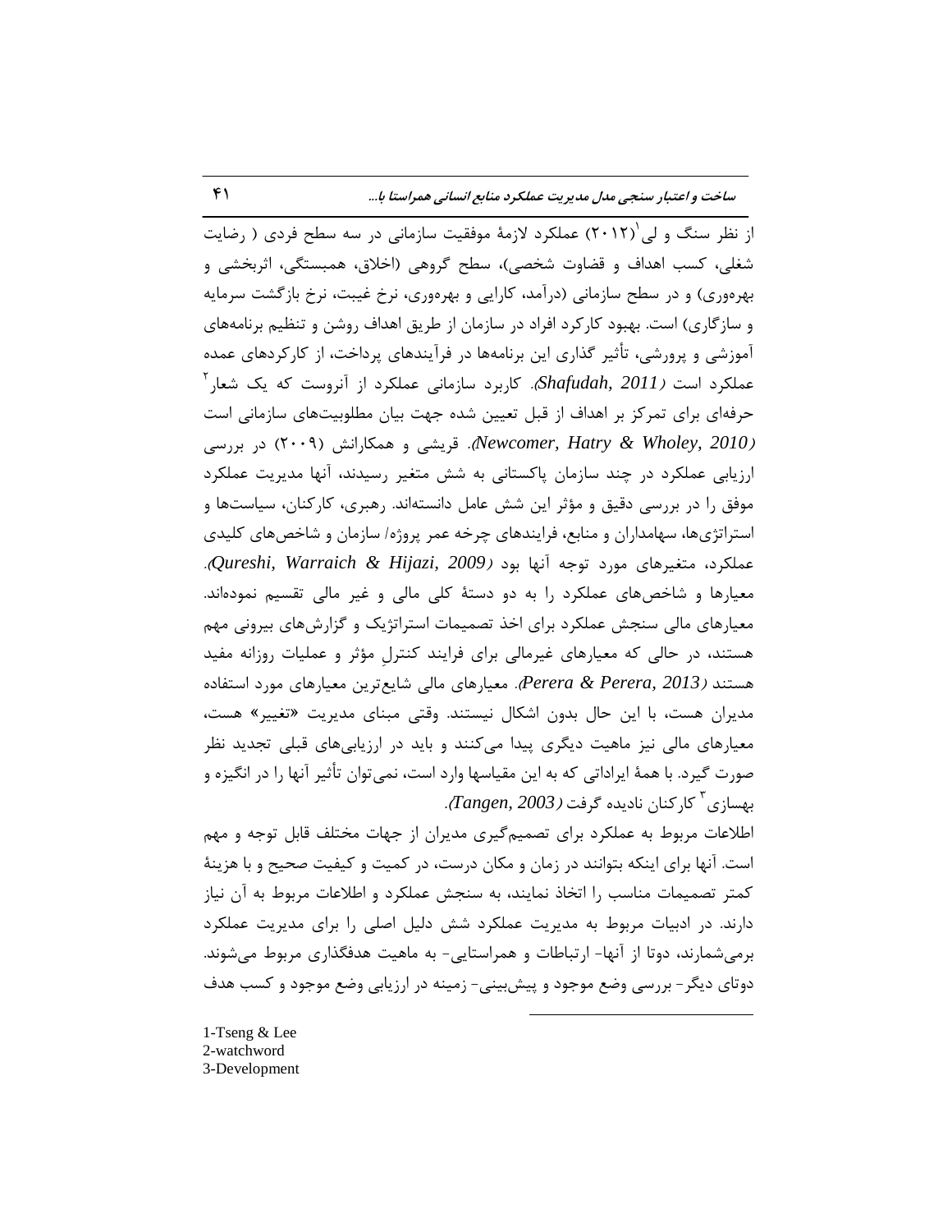از نظر سنگ و لی[1](۲۰۱۲) عملکرد لازمهٔ موفقیت سازمانی در سه سطح فردی ( رضایت شغلی، کسب اهداف و قضاوت شخصی)، سطح گروهی (اخلاق، همبستگی، اثربخشی و بهره‌وری) و در سطح سازمانی (درآمد، کارایی و بهره‌وری، نرخ غیبت، نرخ بازگشت سرمایه و سازگاری) است. بهبود کارکرد افراد در سازمان از طریق اهداف روشن و تنظیم برنامه‌های آموزشی و پرورشی، تأثیر گذاری این برنامه‌ها در فرآیندهای پرداخت، از کارکردهای عمده عملکرد است *(Shafudah, 2011)*. کاربرد سازمانی عملکرد از آنروست که یک شعار[2] حرفه‌ای برای تمرکز بر اهداف از قبل تعیین شده جهت بیان مطلوبیت‌های سازمانی است *(Newcomer, Hatry & Wholey, 2010)*. قریشی و همکارانش (۲۰۰۹) در بررسی ارزیابی عملکرد در چند سازمان پاکستانی به شش متغیر رسیدند، آنها مدیریت عملکرد موفق را در بررسی دقیق و مؤثر این شش عامل دانسته‌اند. رهبری، کارکنان، سیاست‌ها و استراتژی‌ها، سهامداران و منابع، فرایندهای چرخه عمر پروژه/ سازمان و شاخص‌های کلیدی عملکرد، متغیرهای مورد توجه آنها بود *(Qureshi, Warraich & Hijazi, 2009)*. معیارها و شاخص‌های عملکرد را به دو دستهٔ کلی مالی و غیر مالی تقسیم نموده‌اند. معیارهای مالی سنجش عملکرد برای اخذ تصمیمات استراتژیک و گزارش‌های بیرونی مهم هستند، در حالی که معیارهای غیرمالی برای فرایند کنترلِ مؤثر و عملیات روزانه مفید هستند *(Perera & Perera, 2013)*. معیارهای مالی شایع‌ترین معیارهای مورد استفاده مدیران هست، با این حال بدون اشکال نیستند. وقتی مبنای مدیریت «تغییر» هست، معیارهای مالی نیز ماهیت دیگری پیدا می‌کنند و باید در ارزیابی‌های قبلی تجدید نظر صورت گیرد. با همهٔ ایراداتی که به این مقیاسها وارد است، نمی‌توان تأثیر آنها را در انگیزه و بهسازی[3] کارکنان نادیده گرفت *(Tangen, 2003)*.

اطلاعات مربوط به عملکرد برای تصمیم‌گیری مدیران از جهات مختلف قابل توجه و مهم است. آنها برای اینکه بتوانند در زمان و مکان درست، در کمیت و کیفیت صحیح و با هزینهٔ کمتر تصمیمات مناسب را اتخاذ نمایند، به سنجش عملکرد و اطلاعات مربوط به آن نیاز دارند. در ادبیات مربوط به مدیریت عملکرد شش دلیل اصلی را برای مدیریت عملکرد برمی‌شمارند، دوتا از آنها- ارتباطات و همراستایی- به ماهیت هدفگذاری مربوط می‌شوند. دوتای دیگر- بررسی وضع موجود و پیش‌بینی- زمینه در ارزیابی وضع موجود و کسب هدف

---

1-Tseng & Lee
2-watchword
3-Development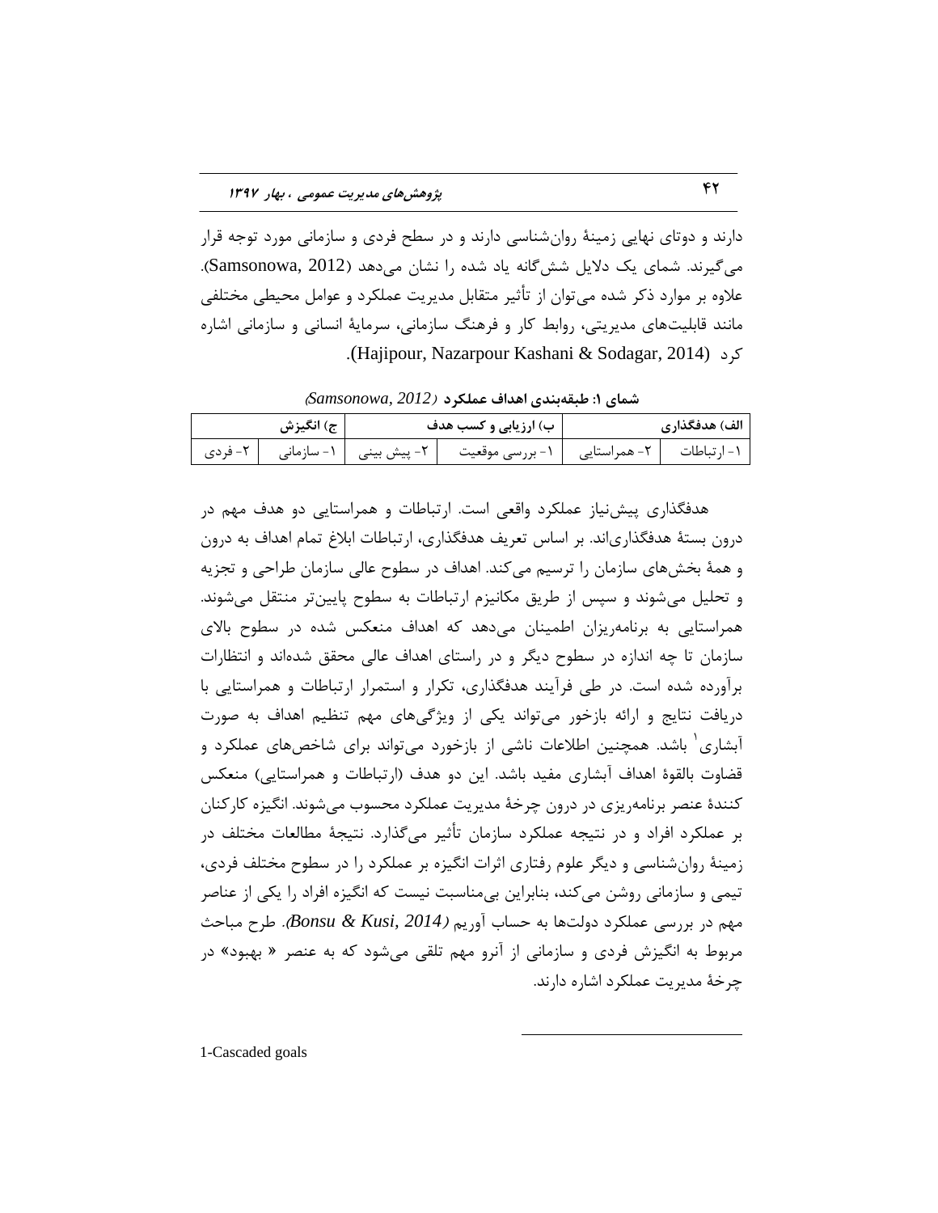دارند و دوتای نهایی زمینهٔ روان‌شناسی دارند و در سطح فردی و سازمانی مورد توجه قرار می‌گیرند. شمای یک دلایل شش‌گانه یاد شده را نشان می‌دهد (Samsonowa, 2012). علاوه بر موارد ذکر شده می‌توان از تأثیر متقابل مدیریت عملکرد و عوامل محیطی مختلفی مانند قابلیت‌های مدیریتی، روابط کار و فرهنگ سازمانی، سرمایهٔ انسانی و سازمانی اشاره کرد (Hajipour, Nazarpour Kashani & Sodagar, 2014).

**شمای ۱: طبقه‌بندی اهداف عملکرد** *(Samsonowa, 2012)*

| الف) هدفگذاری | | ب) ارزیابی و کسب هدف | | ج) انگیزش | |
|---|---|---|---|---|---|
| ۱- ارتباطات | ۲- همراستایی | ۱- بررسی موقعیت | ۲- پیش بینی | ۱- سازمانی | ۲- فردی |

هدفگذاری پیش‌نیاز عملکرد واقعی است. ارتباطات و همراستایی دو هدف مهم در درون بستهٔ هدفگذاری‌اند. بر اساس تعریف هدفگذاری، ارتباطات ابلاغ تمام اهداف به درون و همهٔ بخش‌های سازمان را ترسیم می‌کند. اهداف در سطوح عالی سازمان طراحی و تجزیه و تحلیل می‌شوند و سپس از طریق مکانیزم ارتباطات به سطوح پایین‌تر منتقل می‌شوند. همراستایی به برنامه‌ریزان اطمینان می‌دهد که اهداف منعکس شده در سطوح بالای سازمان تا چه اندازه در سطوح دیگر و در راستای اهداف عالی محقق شده‌اند و انتظارات برآورده شده است. در طی فرآیند هدفگذاری، تکرار و استمرار ارتباطات و همراستایی با دریافت نتایج و ارائه بازخور می‌تواند یکی از ویژگی‌های مهم تنظیم اهداف به صورت آبشاری[1] باشد. همچنین اطلاعات ناشی از بازخورد می‌تواند برای شاخص‌های عملکرد و قضاوت بالقوهٔ اهداف آبشاری مفید باشد. این دو هدف (ارتباطات و همراستایی) منعکس کنندهٔ عنصر برنامه‌ریزی در درون چرخهٔ مدیریت عملکرد محسوب می‌شوند. انگیزه کارکنان بر عملکرد افراد و در نتیجه عملکرد سازمان تأثیر می‌گذارد. نتیجهٔ مطالعات مختلف در زمینهٔ روان‌شناسی و دیگر علوم رفتاری اثرات انگیزه بر عملکرد را در سطوح مختلف فردی، تیمی و سازمانی روشن می‌کند، بنابراین بی‌مناسبت نیست که انگیزه افراد را یکی از عناصر مهم در بررسی عملکرد دولت‌ها به حساب آوریم *(Bonsu & Kusi, 2014)*. طرح مباحث مربوط به انگیزش فردی و سازمانی از آنرو مهم تلقی می‌شود که به عنصر « بهبود» در چرخهٔ مدیریت عملکرد اشاره دارند.

1-Cascaded goals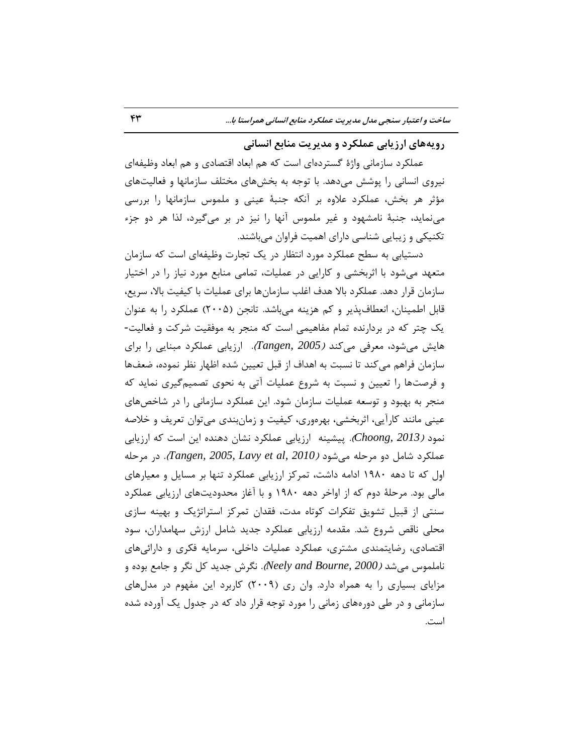## رویه‌های ارزیابی عملکرد و مدیریت منابع انسانی

عملکرد سازمانی واژهٔ گسترده‌ای است که هم ابعاد اقتصادی و هم ابعاد وظیفه‌ای نیروی انسانی را پوشش می‌دهد. با توجه به بخش‌های مختلف سازمانها و فعالیت‌های مؤثر هر بخش، عملکرد علاوه بر آنکه جنبهٔ عینی و ملموس سازمانها را بررسی می‌نماید، جنبهٔ نامشهود و غیر ملموس آنها را نیز در بر می‌گیرد، لذا هر دو جزء تکنیکی و زیبایی شناسی دارای اهمیت فراوان می‌باشند.

دستیابی به سطح عملکرد مورد انتظار در یک تجارت وظیفه‌ای است که سازمان متعهد می‌شود با اثربخشی و کارایی در عملیات، تمامی منابع مورد نیاز را در اختیار سازمان قرار دهد. عملکرد بالا هدف اغلب سازمان‌ها برای عملیات با کیفیت بالا، سریع، قابل اطمینان، انعطاف‌پذیر و کم هزینه می‌باشد. تانجن (۲۰۰۵) عملکرد را به عنوان یک چتر که در بردارنده تمام مفاهیمی است که منجر به موفقیت شرکت و فعالیت-هایش می‌شود، معرفی می‌کند (*Tangen, 2005*). ارزیابی عملکرد مبنایی را برای سازمان فراهم می‌کند تا نسبت به اهداف از قبل تعیین شده اظهار نظر نموده، ضعف‌ها و فرصت‌ها را تعیین و نسبت به شروع عملیات آتی به نحوی تصمیم‌گیری نماید که منجر به بهبود و توسعه عملیات سازمان شود. این عملکرد سازمانی را در شاخص‌های عینی مانند کارآیی، اثربخشی، بهره‌وری، کیفیت و زمان‌بندی می‌توان تعریف و خلاصه نمود (*Choong, 2013*). پیشینه ارزیابی عملکرد نشان دهنده این است که ارزیابی عملکرد شامل دو مرحله می‌شود (*Tangen, 2005, Lavy et al, 2010*). در مرحله اول که تا دهه ۱۹۸۰ ادامه داشت، تمرکز ارزیابی عملکرد تنها بر مسایل و معیارهای مالی بود. مرحلهٔ دوم که از اواخر دهه ۱۹۸۰ و با آغاز محدودیت‌های ارزیابی عملکرد سنتی از قبیل تشویق تفکرات کوتاه مدت، فقدان تمرکز استراتژیک و بهینه سازی محلی ناقص شروع شد. مقدمه ارزیابی عملکرد جدید شامل ارزش سهامداران، سود اقتصادی، رضایتمندی مشتری، عملکرد عملیات داخلی، سرمایه فکری و دارائی‌های ناملموس می‌شد (*Neely and Bourne, 2000*). نگرش جدید کل نگر و جامع بوده و مزایای بسیاری را به همراه دارد. وان ری (۲۰۰۹) کاربرد این مفهوم در مدل‌های سازمانی و در طی دوره‌های زمانی را مورد توجه قرار داد که در جدول یک آورده شده است.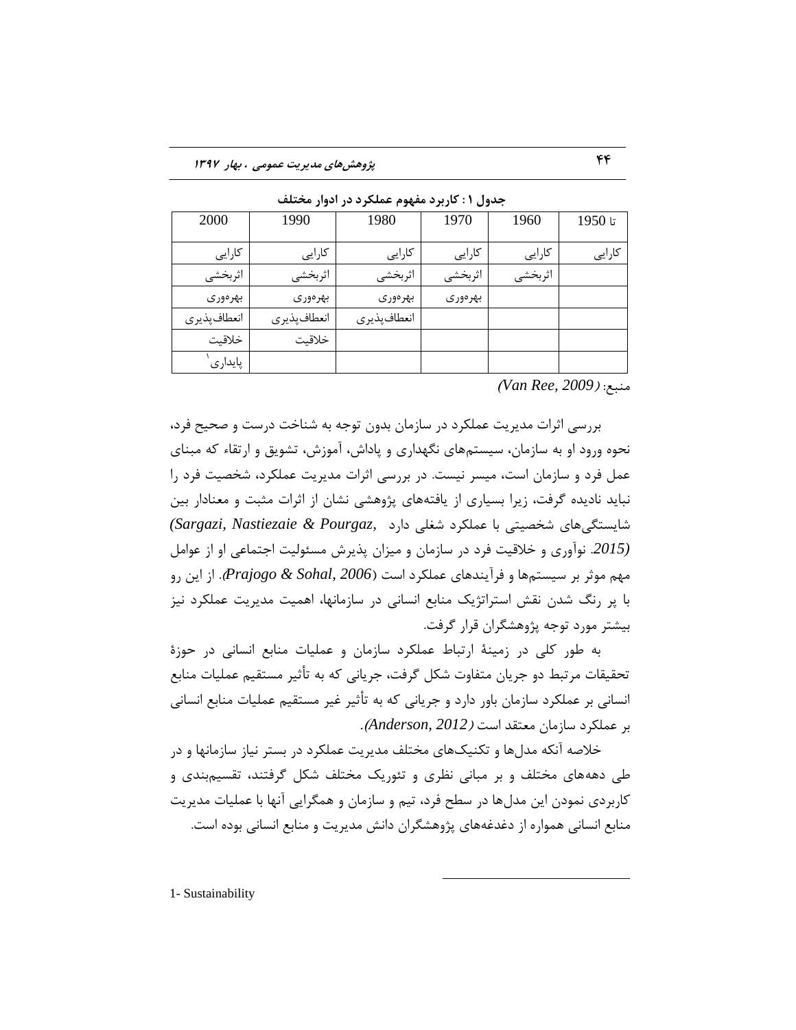**جدول ۱: کاربرد مفهوم عملکرد در ادوار مختلف**

| تا 1950 | 1960 | 1970 | 1980 | 1990 | 2000 |
|---|---|---|---|---|---|
| کارایی | کارایی | کارایی | کارایی | کارایی | کارایی |
| | اثربخشی | اثربخشی | اثربخشی | اثربخشی | اثربخشی |
| | | بهره‌وری | بهره‌وری | بهره‌وری | بهره‌وری |
| | | | انعطاف‌پذیری | انعطاف‌پذیری | انعطاف‌پذیری |
| | | | | خلاقیت | خلاقیت |
| | | | | | پایداری[1] |

منبع: *(Van Ree, 2009)*

بررسی اثرات مدیریت عملکرد در سازمان بدون توجه به شناخت درست و صحیح فرد، نحوه ورود او به سازمان، سیستم‌های نگهداری و پاداش، آموزش، تشویق و ارتقاء که مبنای عمل فرد و سازمان است، میسر نیست. در بررسی اثرات مدیریت عملکرد، شخصیت فرد را نباید نادیده گرفت، زیرا بسیاری از یافته‌های پژوهشی نشان از اثرات مثبت و معنادار بین شایستگی‌های شخصیتی با عملکرد شغلی دارد *(Sargazi, Nastiezaie & Pourgaz, 2015)*. نوآوری و خلاقیت فرد در سازمان و میزان پذیرش مسئولیت اجتماعی او از عوامل مهم موثر بر سیستم‌ها و فرآیندهای عملکرد است *(Prajogo & Sohal, 2006)*. از این رو با پر رنگ شدن نقش استراتژیک منابع انسانی در سازمانها، اهمیت مدیریت عملکرد نیز بیشتر مورد توجه پژوهشگران قرار گرفت.

به طور کلی در زمینهٔ ارتباط عملکرد سازمان و عملیات منابع انسانی در حوزهٔ تحقیقات مرتبط دو جریان متفاوت شکل گرفت، جریانی که به تأثیر مستقیم عملیات منابع انسانی بر عملکرد سازمان باور دارد و جریانی که به تأثیر غیر مستقیم عملیات منابع انسانی بر عملکرد سازمان معتقد است *(Anderson, 2012)*.

خلاصه آنکه مدل‌ها و تکنیک‌های مختلف مدیریت عملکرد در بستر نیاز سازمانها و در طی دهه‌های مختلف و بر مبانی نظری و تئوریک مختلف شکل گرفتند، تقسیم‌بندی و کاربردی نمودن این مدل‌ها در سطح فرد، تیم و سازمان و همگرایی آنها با عملیات مدیریت منابع انسانی همواره از دغدغه‌های پژوهشگران دانش مدیریت و منابع انسانی بوده است.

---

1- Sustainability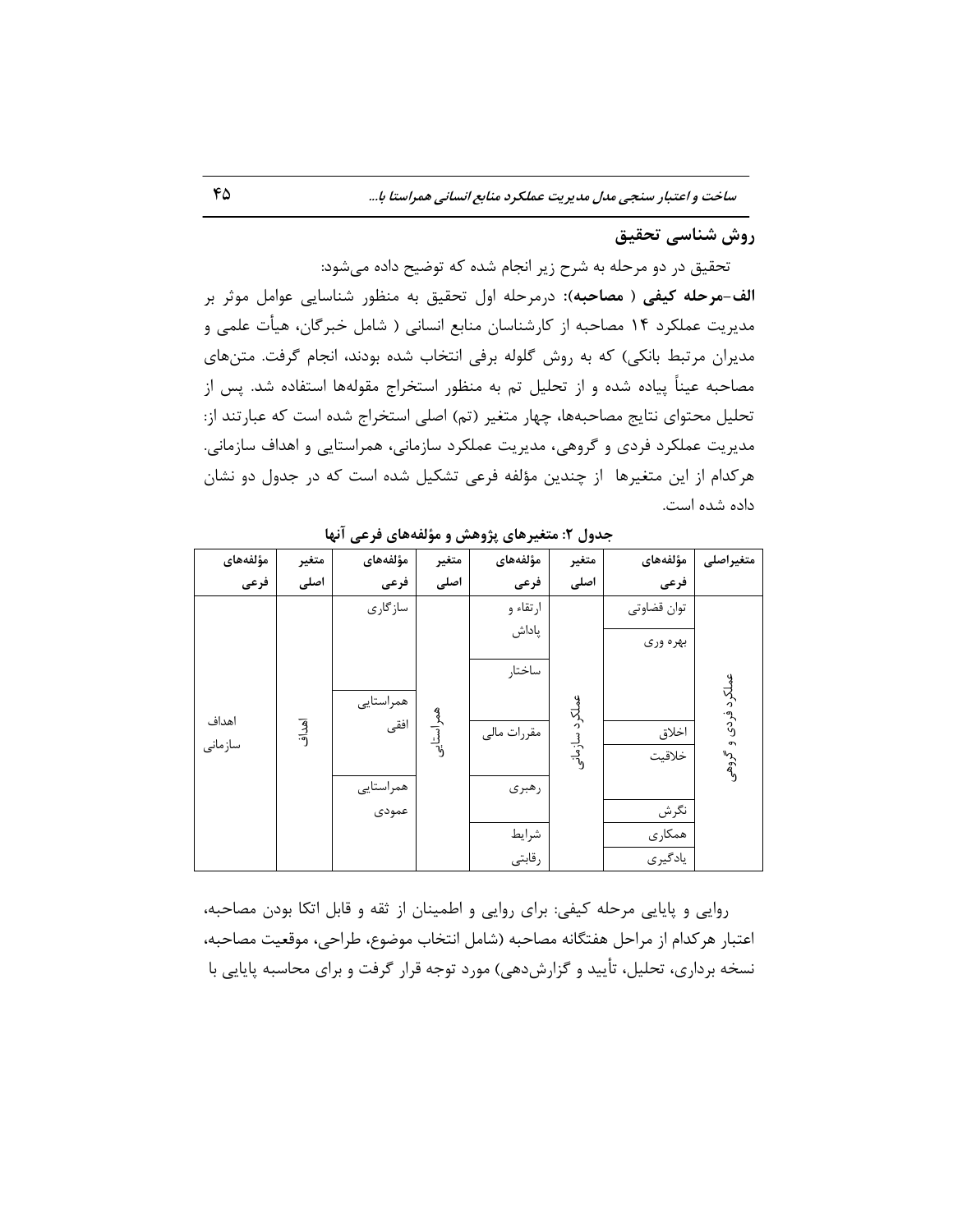## روش شناسی تحقیق

تحقیق در دو مرحله به شرح زیر انجام شده که توضیح داده می‌شود:

**الف-مرحله کیفی ( مصاحبه):** درمرحله اول تحقیق به منظور شناسایی عوامل موثر بر مدیریت عملکرد ۱۴ مصاحبه از کارشناسان منابع انسانی ( شامل خبرگان، هیأت علمی و مدیران مرتبط بانکی) که به روش گلوله برفی انتخاب شده بودند، انجام گرفت. متن‌های مصاحبه عیناً پیاده شده و از تحلیل تم به منظور استخراج مقوله‌ها استفاده شد. پس از تحلیل محتوای نتایج مصاحبه‌ها، چهار متغیر (تم) اصلی استخراج شده است که عبارتند از: مدیریت عملکرد فردی و گروهی، مدیریت عملکرد سازمانی، همراستایی و اهداف سازمانی. هرکدام از این متغیرها از چندین مؤلفه فرعی تشکیل شده است که در جدول دو نشان داده شده است.

**جدول ۲: متغیرهای پژوهش و مؤلفه‌های فرعی آنها**

| متغیراصلی | مؤلفه‌های فرعی | متغیر اصلی | مؤلفه‌های فرعی | متغیر اصلی | مؤلفه‌های فرعی | متغیر اصلی | مؤلفه‌های فرعی |
|---|---|---|---|---|---|---|---|
| عملکرد فردی و گروهی | توان قضاوتی | عملکرد سازمانی | ارتقاء و پاداش | همراستایی | سازگاری | اهداف | اهداف سازمانی |
| | بهره وری | | ساختار | | همراستایی افقی | | |
| | اخلاق | | مقررات مالی | | همراستایی عمودی | | |
| | خلاقیت | | رهبری | | | | |
| | نگرش | | شرایط رقابتی | | | | |
| | همکاری | | | | | | |
| | یادگیری | | | | | | |

روایی و پایایی مرحله کیفی: برای روایی و اطمینان از ثقه و قابل اتکا بودن مصاحبه، اعتبار هرکدام از مراحل هفتگانه مصاحبه (شامل انتخاب موضوع، طراحی، موقعیت مصاحبه، نسخه برداری، تحلیل، تأیید و گزارش‌دهی) مورد توجه قرار گرفت و برای محاسبه پایایی با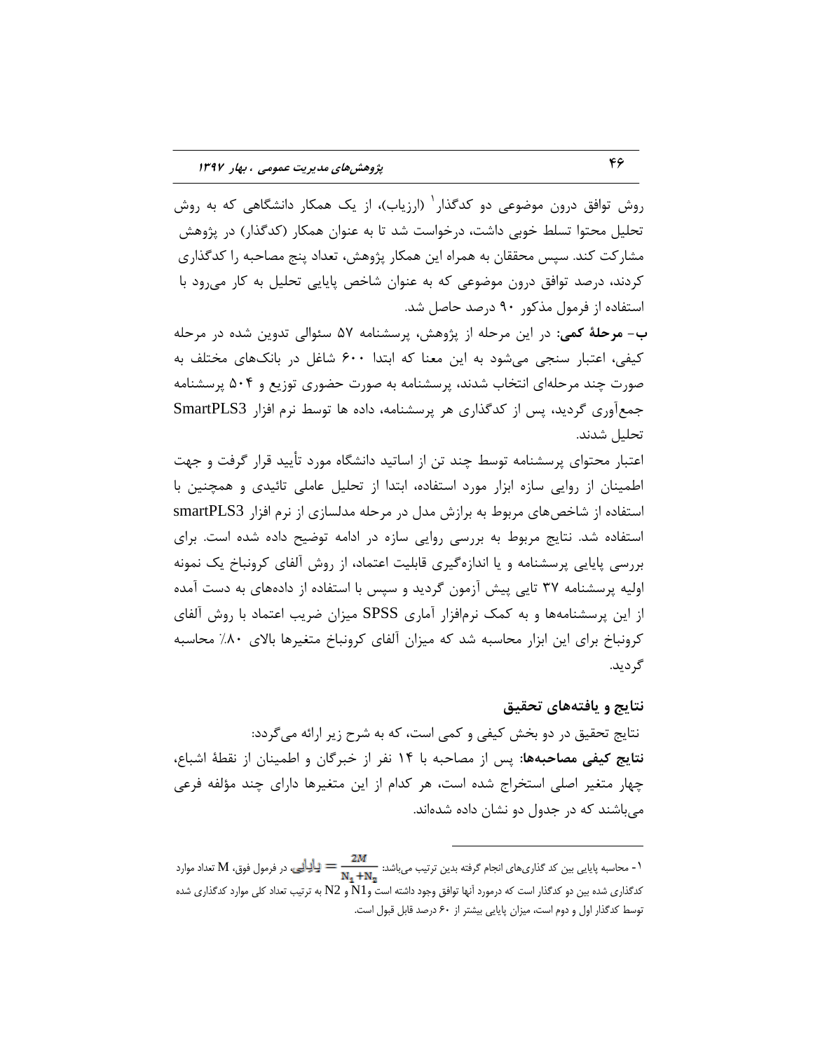روش توافق درون موضوعی دو کدگذار[1] (ارزیاب)، از یک همکار دانشگاهی که به روش تحلیل محتوا تسلط خوبی داشت، درخواست شد تا به عنوان همکار (کدگذار) در پژوهش مشارکت کند. سپس محققان به همراه این همکار پژوهش، تعداد پنج مصاحبه را کدگذاری کردند، درصد توافق درون موضوعی که به عنوان شاخص پایایی تحلیل به کار می‌رود با استفاده از فرمول مذکور ۹۰ درصد حاصل شد.

**ب- مرحلهٔ کمی:** در این مرحله از پژوهش، پرسشنامه ۵۷ سئوالی تدوین شده در مرحله کیفی، اعتبار سنجی می‌شود به این معنا که ابتدا ۶۰۰ شاغل در بانک‌های مختلف به صورت چند مرحله‌ای انتخاب شدند، پرسشنامه به صورت حضوری توزیع و ۵۰۴ پرسشنامه جمع‌آوری گردید، پس از کدگذاری هر پرسشنامه، داده ها توسط نرم افزار SmartPLS3 تحلیل شدند.

اعتبار محتوای پرسشنامه توسط چند تن از اساتید دانشگاه مورد تأیید قرار گرفت و جهت اطمینان از روایی سازه ابزار مورد استفاده، ابتدا از تحلیل عاملی تائیدی و همچنین با استفاده از شاخص‌های مربوط به برازش مدل در مرحله مدلسازی از نرم افزار smartPLS3 استفاده شد. نتایج مربوط به بررسی روایی سازه در ادامه توضیح داده شده است. برای بررسی پایایی پرسشنامه و یا اندازه‌گیری قابلیت اعتماد، از روش آلفای کرونباخ یک نمونه اولیه پرسشنامه ۳۷ تایی پیش آزمون گردید و سپس با استفاده از داده‌های به دست آمده از این پرسشنامه‌ها و به کمک نرم‌افزار آماری SPSS میزان ضریب اعتماد با روش آلفای کرونباخ برای این ابزار محاسبه شد که میزان آلفای کرونباخ متغیرها بالای ۸۰٪ محاسبه گردید.

## نتایج و یافته‌های تحقیق

نتایج تحقیق در دو بخش کیفی و کمی است، که به شرح زیر ارائه می‌گردد:

**نتایج کیفی مصاحبه‌ها:** پس از مصاحبه با ۱۴ نفر از خبرگان و اطمینان از نقطهٔ اشباع، چهار متغیر اصلی استخراج شده است، هر کدام از این متغیرها دارای چند مؤلفه فرعی می‌باشند که در جدول دو نشان داده شده‌اند.

---

[1]- محاسبه پایایی بین کد گذاری‌های انجام گرفته بدین ترتیب می‌باشد: $\text{پایایی} = \frac{2M}{N_1 + N_2}$ در فرمول فوق، M تعداد موارد کدگذاری شده بین دو کدگذار است که درمورد آنها توافق وجود داشته است و $N1$ و $N2$ به ترتیب تعداد کلی موارد کدگذاری شده توسط کدگذار اول و دوم است، میزان پایایی بیشتر از ۶۰ درصد قابل قبول است.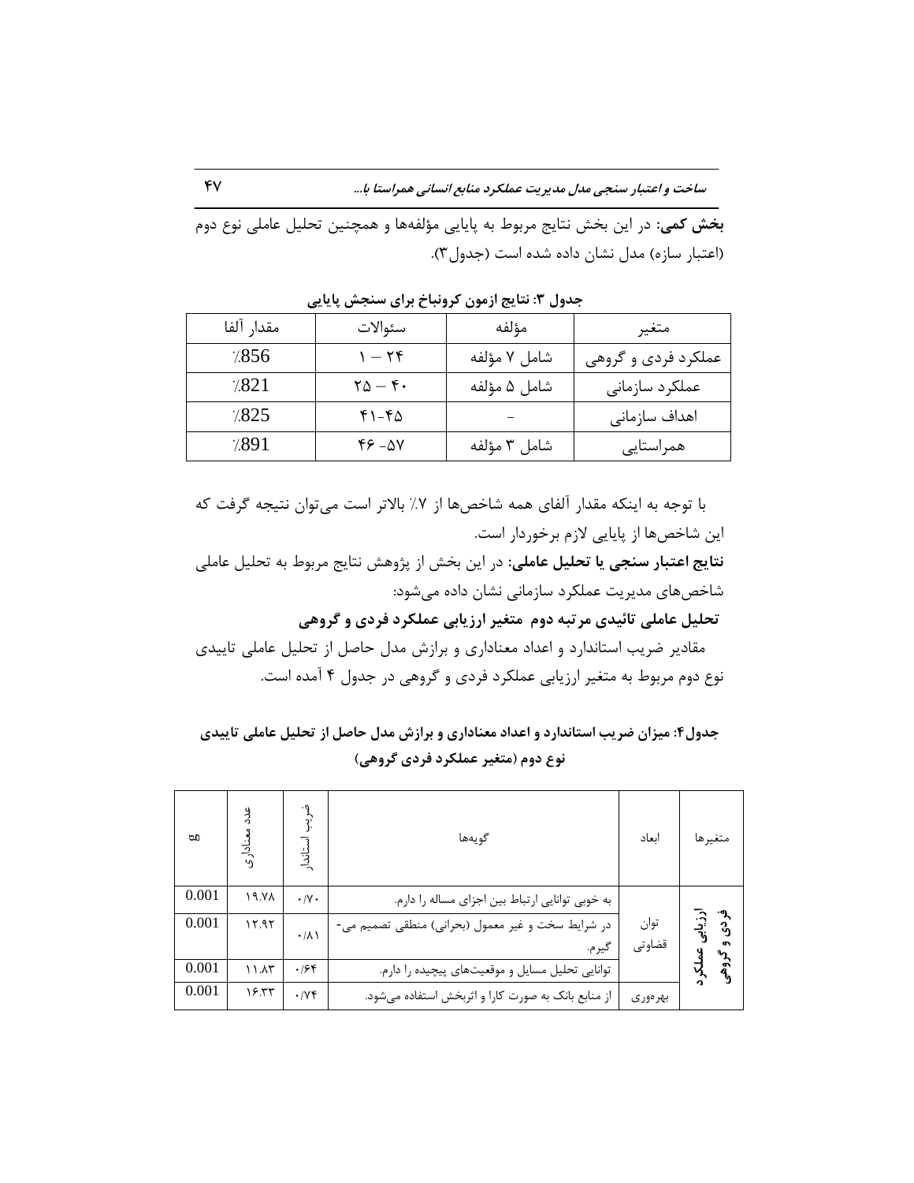**بخش کمی:** در این بخش نتایج مربوط به پایایی مؤلفه‌ها و همچنین تحلیل عاملی نوع دوم (اعتبار سازه) مدل نشان داده شده است (جدول۳).

**جدول ۳: نتایج ازمون کرونباخ برای سنجش پایایی**

| متغیر | مؤلفه | سئوالات | مقدار آلفا |
|---|---|---|---|
| عملکرد فردی و گروهی | شامل ۷ مؤلفه | ۱ – ۲۴ | ٪856 |
| عملکرد سازمانی | شامل ۵ مؤلفه | ۲۵ – ۴۰ | ٪821 |
| اهداف سازمانی | – | ۴۱-۴۵ | ٪825 |
| همراستایی | شامل ۳ مؤلفه | ۴۶ -۵۷ | ٪891 |

با توجه به اینکه مقدار آلفای همه شاخص‌ها از ۷٪ بالاتر است می‌توان نتیجه گرفت که این شاخص‌ها از پایایی لازم برخوردار است.

**نتایج اعتبار سنجی یا تحلیل عاملی:** در این بخش از پژوهش نتایج مربوط به تحلیل عاملی شاخص‌های مدیریت عملکرد سازمانی نشان داده می‌شود:

**تحلیل عاملی تائیدی مرتبه دوم متغیر ارزیابی عملکرد فردی و گروهی**

مقادیر ضریب استاندارد و اعداد معناداری و برازش مدل حاصل از تحلیل عاملی تاییدی نوع دوم مربوط به متغیر ارزیابی عملکرد فردی و گروهی در جدول ۴ آمده است.

**جدول۴: میزان ضریب استاندارد و اعداد معناداری و برازش مدل حاصل از تحلیل عاملی تاییدی نوع دوم (متغیر عملکرد فردی گروهی)**

| متغیرها | ابعاد | گویه‌ها | ضریب استاندار | عدد معناداری | sig |
|---|---|---|---|---|---|
| ارزیابی عملکرد فردی و گروهی | توان قضاوتی | به خوبی توانایی ارتباط بین اجزای مساله را دارم. | ۰/۷۰ | ۱۹.۷۸ | 0.001 |
| | | در شرایط سخت و غیر معمول (بحرانی) منطقی تصمیم می-گیرم. | ۰/۸۱ | ۱۲.۹۲ | 0.001 |
| | | توانایی تحلیل مسایل و موقعیت‌های پیچیده را دارم. | ۰/۶۴ | ۱۱.۸۳ | 0.001 |
| | بهره‌وری | از منابع بانک به صورت کارا و اثربخش استفاده می‌شود. | ۰/۷۴ | ۱۶.۳۳ | 0.001 |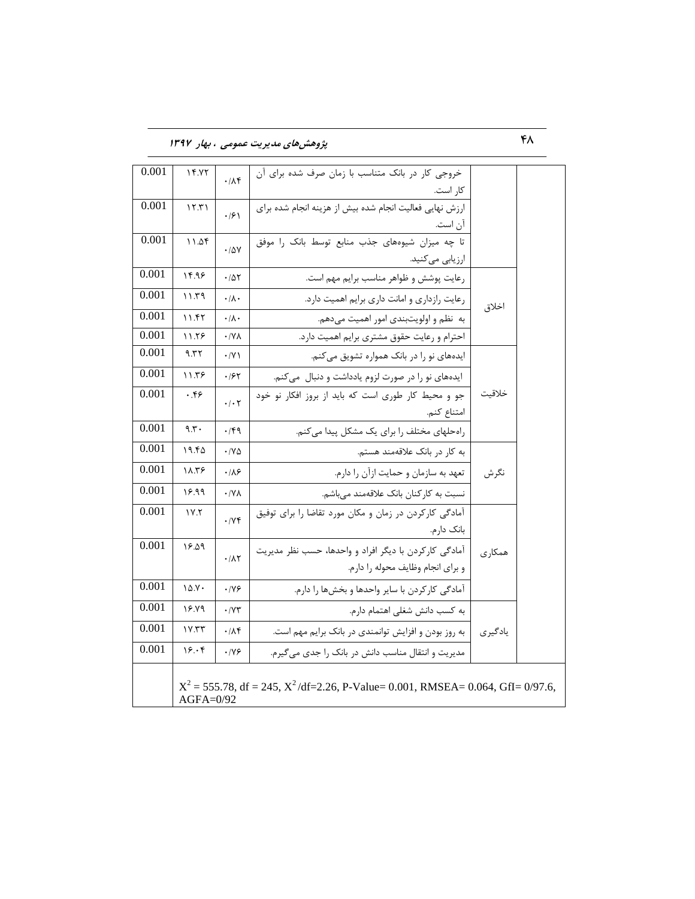| | | | | | |
|---|---|---|---|---|---|
| | | خروجی کار در بانک متناسب با زمان صرف شده برای آن کار است. | ۰/۸۴ | ۱۴.۷۲ | 0.001 |
| | | ارزش نهایی فعالیت انجام شده بیش از هزینه انجام شده برای آن است. | ۰/۶۱ | ۱۲.۳۱ | 0.001 |
| | | تا چه میزان شیوه‌های جذب منابع توسط بانک را موفق ارزیابی می‌کنید. | ۰/۵۷ | ۱۱.۵۴ | 0.001 |
| | اخلاق | رعایت پوشش و ظواهر مناسب برایم مهم است. | ۰/۵۲ | ۱۴.۹۶ | 0.001 |
| | | رعایت رازداری و امانت داری برایم اهمیت دارد. | ۰/۸۰ | ۱۱.۳۹ | 0.001 |
| | | به نظم و اولویت‌بندی امور اهمیت می‌دهم. | ۰/۸۰ | ۱۱.۴۲ | 0.001 |
| | | احترام و رعایت حقوق مشتری برایم اهمیت دارد. | ۰/۷۸ | ۱۱.۲۶ | 0.001 |
| | خلاقیت | ایده‌های نو را در بانک همواره تشویق می‌کنم. | ۰/۷۱ | ۹.۳۲ | 0.001 |
| | | ایده‌های نو را در صورت لزوم یادداشت و دنبال می‌کنم. | ۰/۶۲ | ۱۱.۳۶ | 0.001 |
| | | جو و محیط کار طوری است که باید از بروز افکار نو خود امتناع کنم. | ۰/۰۲ | ۰.۴۶ | 0.001 |
| | | راه‌حلهای مختلف را برای یک مشکل پیدا می‌کنم. | ۰/۴۹ | ۹.۳۰ | 0.001 |
| | نگرش | به کار در بانک علاقه‌مند هستم. | ۰/۷۵ | ۱۹.۴۵ | 0.001 |
| | | تعهد به سازمان و حمایت ازآن را دارم. | ۰/۸۶ | ۱۸.۳۶ | 0.001 |
| | | نسبت به کارکنان بانک علاقه‌مند می‌باشم. | ۰/۷۸ | ۱۶.۹۹ | 0.001 |
| | همکاری | آمادگی کارکردن در زمان و مکان مورد تقاضا را برای توفیق بانک دارم. | ۰/۷۴ | ۱۷.۲ | 0.001 |
| | | آمادگی کارکردن با دیگر افراد و واحدها، حسب نظر مدیریت و برای انجام وظایف محوله را دارم. | ۰/۸۲ | ۱۶.۵۹ | 0.001 |
| | | آمادگی کارکردن با سایر واحدها و بخش‌ها را دارم. | ۰/۷۶ | ۱۵.۷۰ | 0.001 |
| | یادگیری | به کسب دانش شغلی اهتمام دارم. | ۰/۷۳ | ۱۶.۷۹ | 0.001 |
| | | به روز بودن و افزایش توانمندی در بانک برایم مهم است. | ۰/۸۴ | ۱۷.۳۳ | 0.001 |
| | | مدیریت و انتقال مناسب دانش در بانک را جدی می‌گیرم. | ۰/۷۶ | ۱۶.۰۴ | 0.001 |

$X^2$ = 555.78, df = 245, $X^2$/df=2.26, P-Value= 0.001, RMSEA= 0.064, GfI= 0/97.6, AGFA=0/92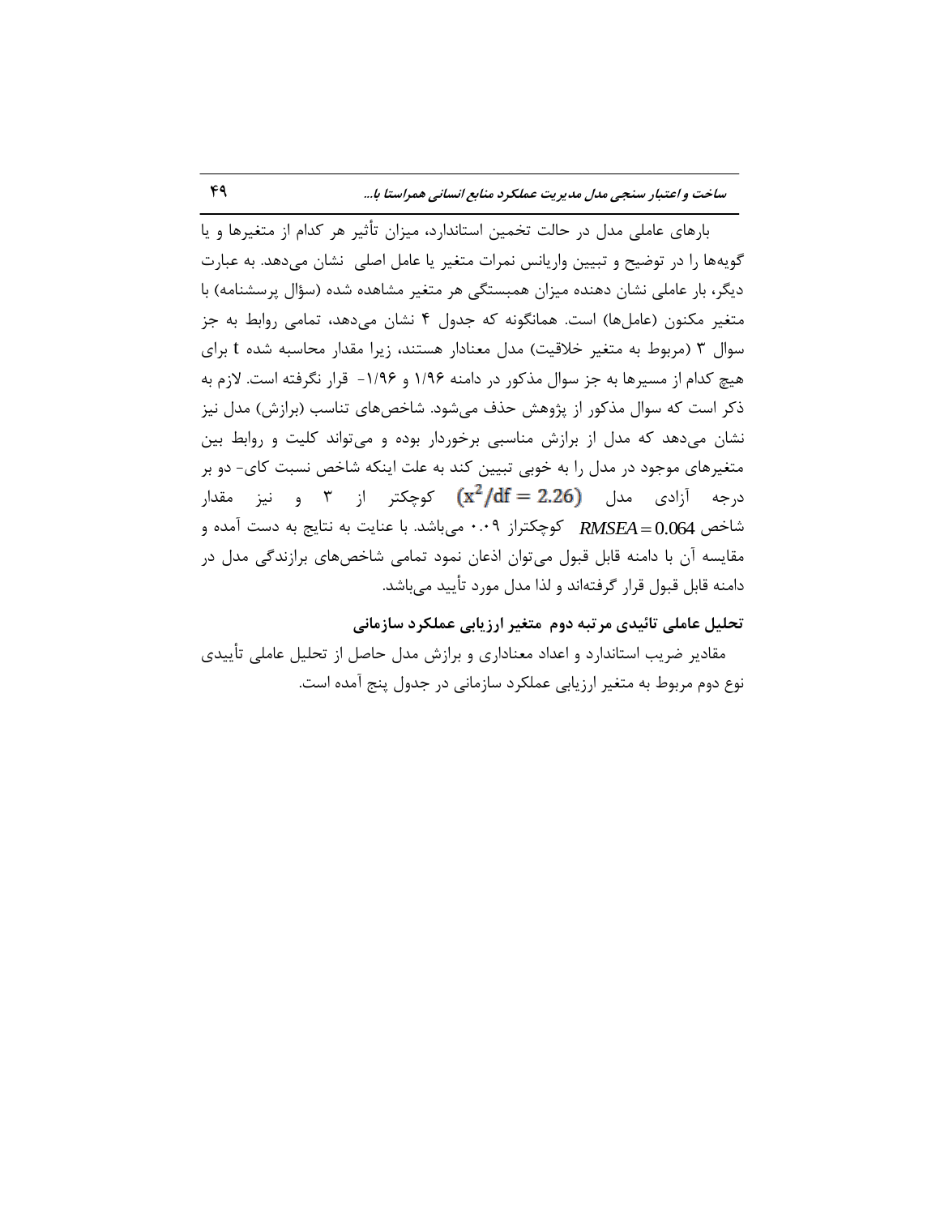بارهای عاملی مدل در حالت تخمین استاندارد، میزان تأثیر هر کدام از متغیرها و یا گویه‌ها را در توضیح و تبیین واریانس نمرات متغیر یا عامل اصلی نشان می‌دهد. به عبارت دیگر، بار عاملی نشان دهنده میزان همبستگی هر متغیر مشاهده شده (سؤال پرسشنامه) با متغیر مکنون (عامل‌ها) است. همانگونه که جدول ۴ نشان می‌دهد، تمامی روابط به جز سوال ۳ (مربوط به متغیر خلاقیت) مدل معنادار هستند، زیرا مقدار محاسبه شده t برای هیچ کدام از مسیرها به جز سوال مذکور در دامنه ۱/۹۶ و ۱/۹۶- قرار نگرفته است. لازم به ذکر است که سوال مذکور از پژوهش حذف می‌شود. شاخص‌های تناسب (برازش) مدل نیز نشان می‌دهد که مدل از برازش مناسبی برخوردار بوده و می‌تواند کلیت و روابط بین متغیرهای موجود در مدل را به خوبی تبیین کند به علت اینکه شاخص نسبت کای- دو بر درجه آزادی مدل $(x^2/df = 2.26)$ کوچکتر از ۳ و نیز مقدار شاخص $RMSEA = 0.064$ کوچکتراز ۰.۰۹ می‌باشد. با عنایت به نتایج به دست آمده و مقایسه آن با دامنه قابل قبول می‌توان اذعان نمود تمامی شاخص‌های برازندگی مدل در دامنه قابل قبول قرار گرفته‌اند و لذا مدل مورد تأیید می‌باشد.

**تحلیل عاملی تائیدی مرتبه دوم متغیر ارزیابی عملکرد سازمانی**

مقادیر ضریب استاندارد و اعداد معناداری و برازش مدل حاصل از تحلیل عاملی تأییدی نوع دوم مربوط به متغیر ارزیابی عملکرد سازمانی در جدول پنج آمده است.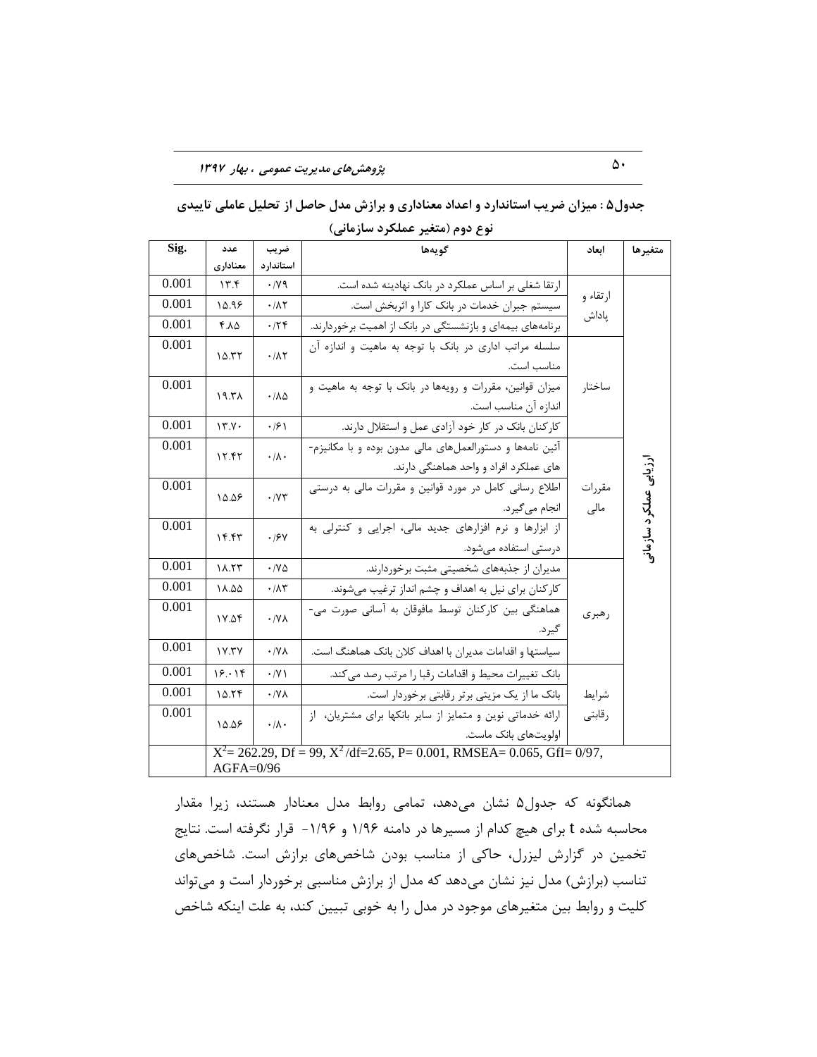**جدول۵ : میزان ضریب استاندارد و اعداد معناداری و برازش مدل حاصل از تحلیل عاملی تاییدی نوع دوم (متغیر عملکرد سازمانی)**

| متغیرها | ابعاد | گویه‌ها | ضریب استاندارد | عدد معناداری | Sig. |
|---|---|---|---|---|---|
| ارزیابی عملکرد سازمانی | ارتقاء و پاداش | ارتقا شغلی بر اساس عملکرد در بانک نهادینه شده است. | ۰/۷۹ | ۱۳.۴ | 0.001 |
| | | سیستم جبران خدمات در بانک کارا و اثربخش است. | ۰/۸۲ | ۱۵.۹۶ | 0.001 |
| | | برنامه‌های بیمه‌ای و بازنشستگی در بانک از اهمیت برخوردارند. | ۰/۲۴ | ۴.۸۵ | 0.001 |
| | ساختار | سلسله مراتب اداری در بانک با توجه به ماهیت و اندازه آن مناسب است. | ۰/۸۲ | ۱۵.۳۲ | 0.001 |
| | | میزان قوانین، مقررات و رویه‌ها در بانک با توجه به ماهیت و اندازه آن مناسب است. | ۰/۸۵ | ۱۹.۳۸ | 0.001 |
| | | کارکنان بانک در کار خود آزادی عمل و استقلال دارند. | ۰/۶۱ | ۱۳.۷۰ | 0.001 |
| | مقررات مالی | آئین نامه‌ها و دستورالعمل‌های مالی مدون بوده و با مکانیزم-های عملکرد افراد و واحد هماهنگی دارند. | ۰/۸۰ | ۱۲.۴۲ | 0.001 |
| | | اطلاع رسانی کامل در مورد قوانین و مقررات مالی به درستی انجام می‌گیرد. | ۰/۷۳ | ۱۵.۵۶ | 0.001 |
| | | از ابزارها و نرم افزارهای جدید مالی، اجرایی و کنترلی به درستی استفاده می‌شود. | ۰/۶۷ | ۱۴.۴۳ | 0.001 |
| | رهبری | مدیران از جذبه‌های شخصیتی مثبت برخوردارند. | ۰/۷۵ | ۱۸.۲۳ | 0.001 |
| | | کارکنان برای نیل به اهداف و چشم انداز ترغیب می‌شوند. | ۰/۸۳ | ۱۸.۵۵ | 0.001 |
| | | هماهنگی بین کارکنان توسط مافوقان به آسانی صورت می-گیرد. | ۰/۷۸ | ۱۷.۵۴ | 0.001 |
| | | سیاستها و اقدامات مدیران با اهداف کلان بانک هماهنگ است. | ۰/۷۸ | ۱۷.۳۷ | 0.001 |
| | شرایط رقابتی | بانک تغییرات محیط و اقدامات رقبا را مرتب رصد می‌کند. | ۰/۷۱ | ۱۶.۰۱۴ | 0.001 |
| | | بانک ما از یک مزیتی برتر رقابتی برخوردار است. | ۰/۷۸ | ۱۵.۲۴ | 0.001 |
| | | ارائه خدماتی نوین و متمایز از سایر بانکها برای مشتریان، از اولویت‌های بانک ماست. | ۰/۸۰ | ۱۵.۵۶ | 0.001 |
| $X^2$= 262.29, Df = 99, $X^2$/df=2.65, P= 0.001, RMSEA= 0.065, GfI= 0/97, AGFA=0/96 | | | | | |

همانگونه که جدول۵ نشان می‌دهد، تمامی روابط مدل معنادار هستند، زیرا مقدار محاسبه شده t برای هیچ کدام از مسیرها در دامنه ۱/۹۶ و ۱/۹۶- قرار نگرفته است. نتایج تخمین در گزارش لیزرل، حاکی از مناسب بودن شاخص‌های برازش است. شاخص‌های تناسب (برازش) مدل نیز نشان می‌دهد که مدل از برازش مناسبی برخوردار است و می‌تواند کلیت و روابط بین متغیرهای موجود در مدل را به خوبی تبیین کند، به علت اینکه شاخص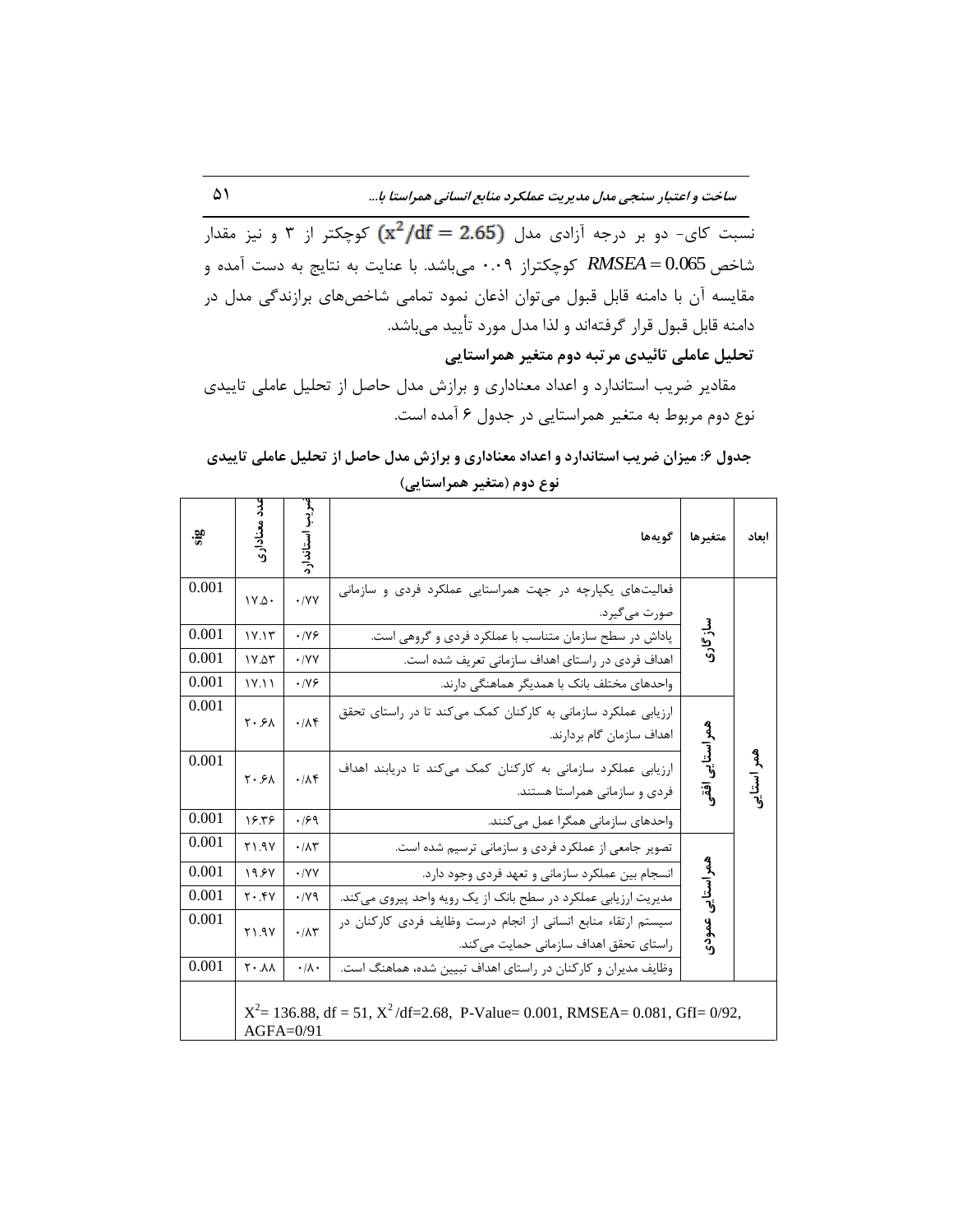نسبت کای- دو بر درجه آزادی مدل $(x^2/df = 2.65)$ کوچکتر از ۳ و نیز مقدار شاخص $RMSEA = 0.065$ کوچکتراز ۰.۰۹ می‌باشد. با عنایت به نتایج به دست آمده و مقایسه آن با دامنه قابل قبول می‌توان اذعان نمود تمامی شاخص‌های برازندگی مدل در دامنه قابل قبول قرار گرفته‌اند و لذا مدل مورد تأیید می‌باشد.

**تحلیل عاملی تائیدی مرتبه دوم متغیر همراستایی**

مقادیر ضریب استاندارد و اعداد معناداری و برازش مدل حاصل از تحلیل عاملی تاییدی نوع دوم مربوط به متغیر همراستایی در جدول ۶ آمده است.

**جدول ۶: میزان ضریب استاندارد و اعداد معناداری و برازش مدل حاصل از تحلیل عاملی تاییدی نوع دوم (متغیر همراستایی)**

| ابعاد | متغیرها | گویه‌ها | ضریب استاندارد | عدد معناداری | sig |
|---|---|---|---|---|---|
| همراستایی | سازگاری | فعالیت‌های یکپارچه در جهت همراستایی عملکرد فردی و سازمانی صورت می‌گیرد. | ۰/۷۷ | ۱۷.۵۰ | 0.001 |
| | | پاداش در سطح سازمان متناسب با عملکرد فردی و گروهی است. | ۰/۷۶ | ۱۷.۱۳ | 0.001 |
| | | اهداف فردی در راستای اهداف سازمانی تعریف شده است. | ۰/۷۷ | ۱۷.۵۳ | 0.001 |
| | | واحدهای مختلف بانک با همدیگر هماهنگی دارند. | ۰/۷۶ | ۱۷.۱۱ | 0.001 |
| | همراستایی افقی | ارزیابی عملکرد سازمانی به کارکنان کمک می‌کند تا در راستای تحقق اهداف سازمان گام بردارند. | ۰/۸۴ | ۲۰.۶۸ | 0.001 |
| | | ارزیابی عملکرد سازمانی به کارکنان کمک می‌کند تا دریابند اهداف فردی و سازمانی همراستا هستند. | ۰/۸۴ | ۲۰.۶۸ | 0.001 |
| | | واحدهای سازمانی همگرا عمل می‌کنند. | ۰/۶۹ | ۱۶.۳۶ | 0.001 |
| | همراستایی عمودی | تصویر جامعی از عملکرد فردی و سازمانی ترسیم شده است. | ۰/۸۳ | ۲۱.۹۷ | 0.001 |
| | | انسجام بین عملکرد سازمانی و تعهد فردی وجود دارد. | ۰/۷۷ | ۱۹.۶۷ | 0.001 |
| | | مدیریت ارزیابی عملکرد در سطح بانک از یک رویه واحد پیروی می‌کند. | ۰/۷۹ | ۲۰.۴۷ | 0.001 |
| | | سیستم ارتقاء منابع انسانی از انجام درست وظایف فردی کارکنان در راستای تحقق اهداف سازمانی حمایت می‌کند. | ۰/۸۳ | ۲۱.۹۷ | 0.001 |
| | | وظایف مدیران و کارکنان در راستای اهداف تبیین شده، هماهنگ است. | ۰/۸۰ | ۲۰.۸۸ | 0.001 |
| | | $X^2$= 136.88, df = 51, $X^2$/df=2.68, P-Value= 0.001, RMSEA= 0.081, GfI= 0/92, AGFA=0/91 | | | |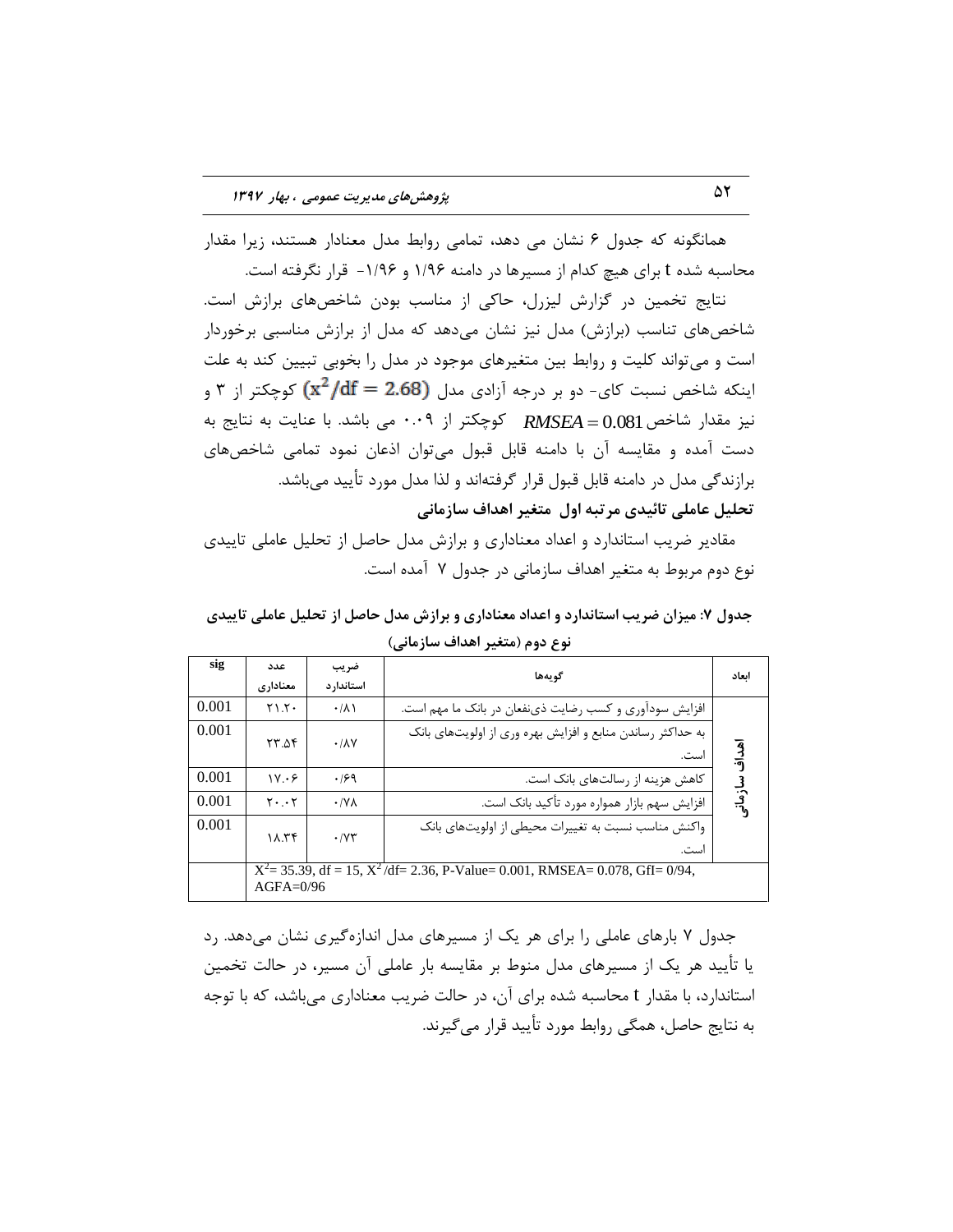همانگونه که جدول ۶ نشان می دهد، تمامی روابط مدل معنادار هستند، زیرا مقدار محاسبه شده t برای هیچ کدام از مسیرها در دامنه ۱/۹۶ و ۱/۹۶- قرار نگرفته است.

نتایج تخمین در گزارش لیزرل، حاکی از مناسب بودن شاخص‌های برازش است. شاخص‌های تناسب (برازش) مدل نیز نشان می‌دهد که مدل از برازش مناسبی برخوردار است و می‌تواند کلیت و روابط بین متغیرهای موجود در مدل را بخوبی تبیین کند به علت اینکه شاخص نسبت کای- دو بر درجه آزادی مدل $(x^2/df = 2.68)$ کوچکتر از ۳ و نیز مقدار شاخص $RMSEA = 0.081$ کوچکتر از ۰.۰۹ می باشد. با عنایت به نتایج به دست آمده و مقایسه آن با دامنه قابل قبول می‌توان اذعان نمود تمامی شاخص‌های برازندگی مدل در دامنه قابل قبول قرار گرفته‌اند و لذا مدل مورد تأیید می‌باشد.

**تحلیل عاملی تائیدی مرتبه اول متغیر اهداف سازمانی**

مقادیر ضریب استاندارد و اعداد معناداری و برازش مدل حاصل از تحلیل عاملی تاییدی نوع دوم مربوط به متغیر اهداف سازمانی در جدول ۷ آمده است.

**جدول ۷: میزان ضریب استاندارد و اعداد معناداری و برازش مدل حاصل از تحلیل عاملی تاییدی نوع دوم (متغیر اهداف سازمانی)**

| ابعاد | گویه‌ها | ضریب استاندارد | عدد معناداری | sig |
|---|---|---|---|---|
| اهداف سازمانی | افزایش سودآوری و کسب رضایت ذی‌نفعان در بانک ما مهم است. | ۰/۸۱ | ۲۱.۲۰ | 0.001 |
| | به حداکثر رساندن منابع و افزایش بهره وری از اولویت‌های بانک است. | ۰/۸۷ | ۲۳.۵۴ | 0.001 |
| | کاهش هزینه از رسالت‌های بانک است. | ۰/۶۹ | ۱۷.۰۶ | 0.001 |
| | افزایش سهم بازار همواره مورد تأکید بانک است. | ۰/۷۸ | ۲۰.۰۲ | 0.001 |
| | واکنش مناسب نسبت به تغییرات محیطی از اولویت‌های بانک است. | ۰/۷۳ | ۱۸.۳۴ | 0.001 |
| | $X^2$= 35.39, df = 15, $X^2$/df= 2.36, P-Value= 0.001, RMSEA= 0.078, GfI= 0/94, AGFA=0/96 | | | |

جدول ۷ بارهای عاملی را برای هر یک از مسیرهای مدل اندازه‌گیری نشان می‌دهد. رد یا تأیید هر یک از مسیرهای مدل منوط بر مقایسه بار عاملی آن مسیر، در حالت تخمین استاندارد، با مقدار t محاسبه شده برای آن، در حالت ضریب معناداری می‌باشد، که با توجه به نتایج حاصل، همگی روابط مورد تأیید قرار می‌گیرند.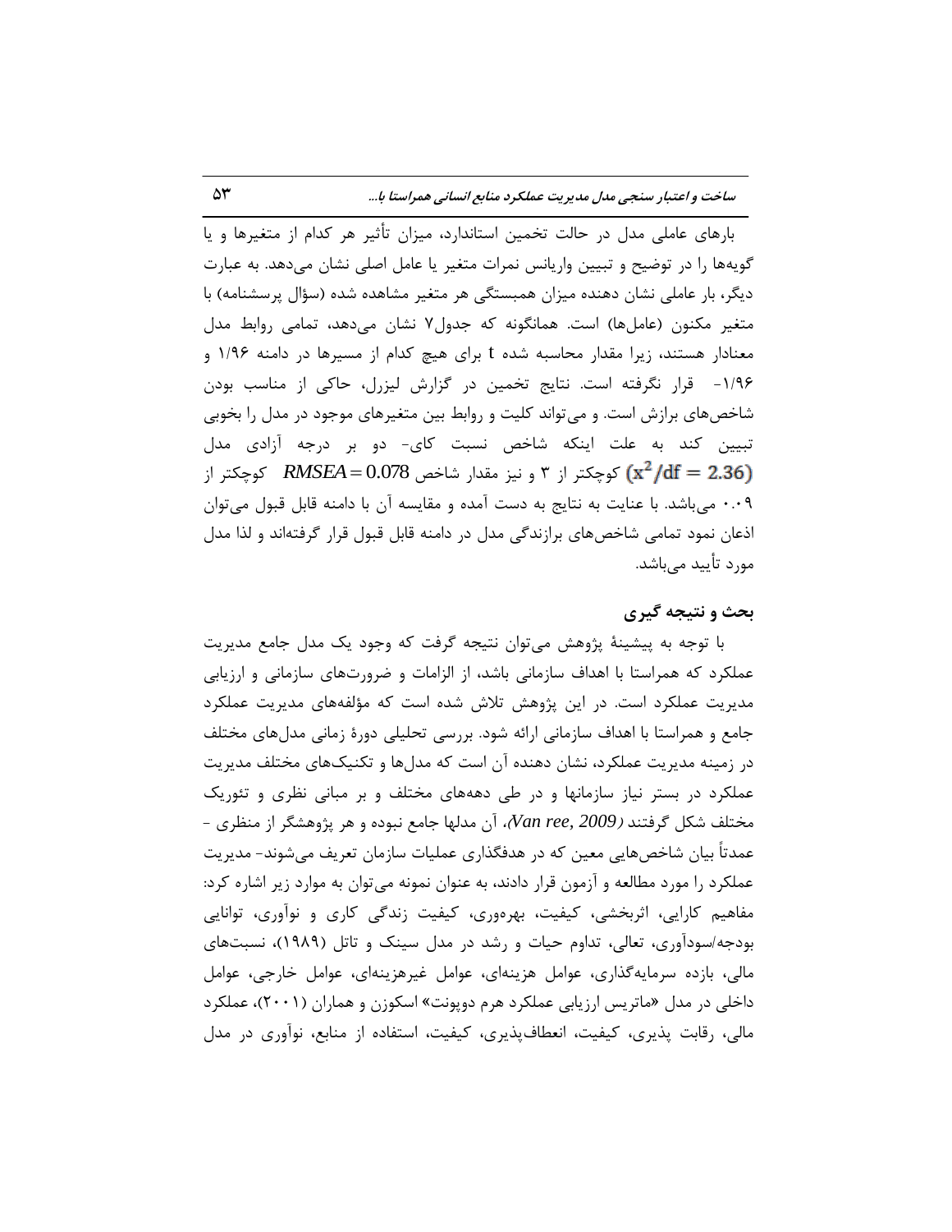بارهای عاملی مدل در حالت تخمین استاندارد، میزان تأثیر هر کدام از متغیرها و یا گویه‌ها را در توضیح و تبیین واریانس نمرات متغیر یا عامل اصلی نشان می‌دهد. به عبارت دیگر، بار عاملی نشان دهنده میزان همبستگی هر متغیر مشاهده شده (سؤال پرسشنامه) با متغیر مکنون (عامل‌ها) است. همانگونه که جدول۷ نشان می‌دهد، تمامی روابط مدل معنادار هستند، زیرا مقدار محاسبه شده t برای هیچ کدام از مسیرها در دامنه ۱/۹۶ و ۱/۹۶- قرار نگرفته است. نتایج تخمین در گزارش لیزرل، حاکی از مناسب بودن شاخص‌های برازش است. و می‌تواند کلیت و روابط بین متغیرهای موجود در مدل را بخوبی تبیین کند به علت اینکه شاخص نسبت کای- دو بر درجه آزادی مدل $(x^2/df = 2.36)$ کوچکتر از ۳ و نیز مقدار شاخص $RMSEA = 0.078$ کوچکتر از ۰.۰۹ می‌باشد. با عنایت به نتایج به دست آمده و مقایسه آن با دامنه قابل قبول می‌توان اذعان نمود تمامی شاخص‌های برازندگی مدل در دامنه قابل قبول قرار گرفته‌اند و لذا مدل مورد تأیید می‌باشد.

## بحث و نتیجه گیری

با توجه به پیشینهٔ پژوهش می‌توان نتیجه گرفت که وجود یک مدل جامع مدیریت عملکرد که همراستا با اهداف سازمانی باشد، از الزامات و ضرورت‌های سازمانی و ارزیابی مدیریت عملکرد است. در این پژوهش تلاش شده است که مؤلفه‌های مدیریت عملکرد جامع و همراستا با اهداف سازمانی ارائه شود. بررسی تحلیلی دورهٔ زمانی مدل‌های مختلف در زمینه مدیریت عملکرد، نشان دهنده آن است که مدل‌ها و تکنیک‌های مختلف مدیریت عملکرد در بستر نیاز سازمانها و در طی دهه‌های مختلف و بر مبانی نظری و تئوریک مختلف شکل گرفتند (*Van ree, 2009*)، آن مدلها جامع نبوده و هر پژوهشگر از منظری - عمدتاً بیان شاخص‌هایی معین که در هدفگذاری عملیات سازمان تعریف می‌شوند- مدیریت عملکرد را مورد مطالعه و آزمون قرار دادند، به عنوان نمونه می‌توان به موارد زیر اشاره کرد: مفاهیم کارایی، اثربخشی، کیفیت، بهره‌وری، کیفیت زندگی کاری و نوآوری، توانایی بودجه/سودآوری، تعالی، تداوم حیات و رشد در مدل سینک و تاتل (۱۹۸۹)، نسبت‌های مالی، بازده سرمایه‌گذاری، عوامل هزینه‌ای، عوامل غیرهزینه‌ای، عوامل خارجی، عوامل داخلی در مدل «ماتریس ارزیابی عملکرد هرم دوپونت» اسکوزن و همکاران (۲۰۰۱)، عملکرد مالی، رقابت پذیری، کیفیت، انعطاف‌پذیری، کیفیت، استفاده از منابع، نوآوری در مدل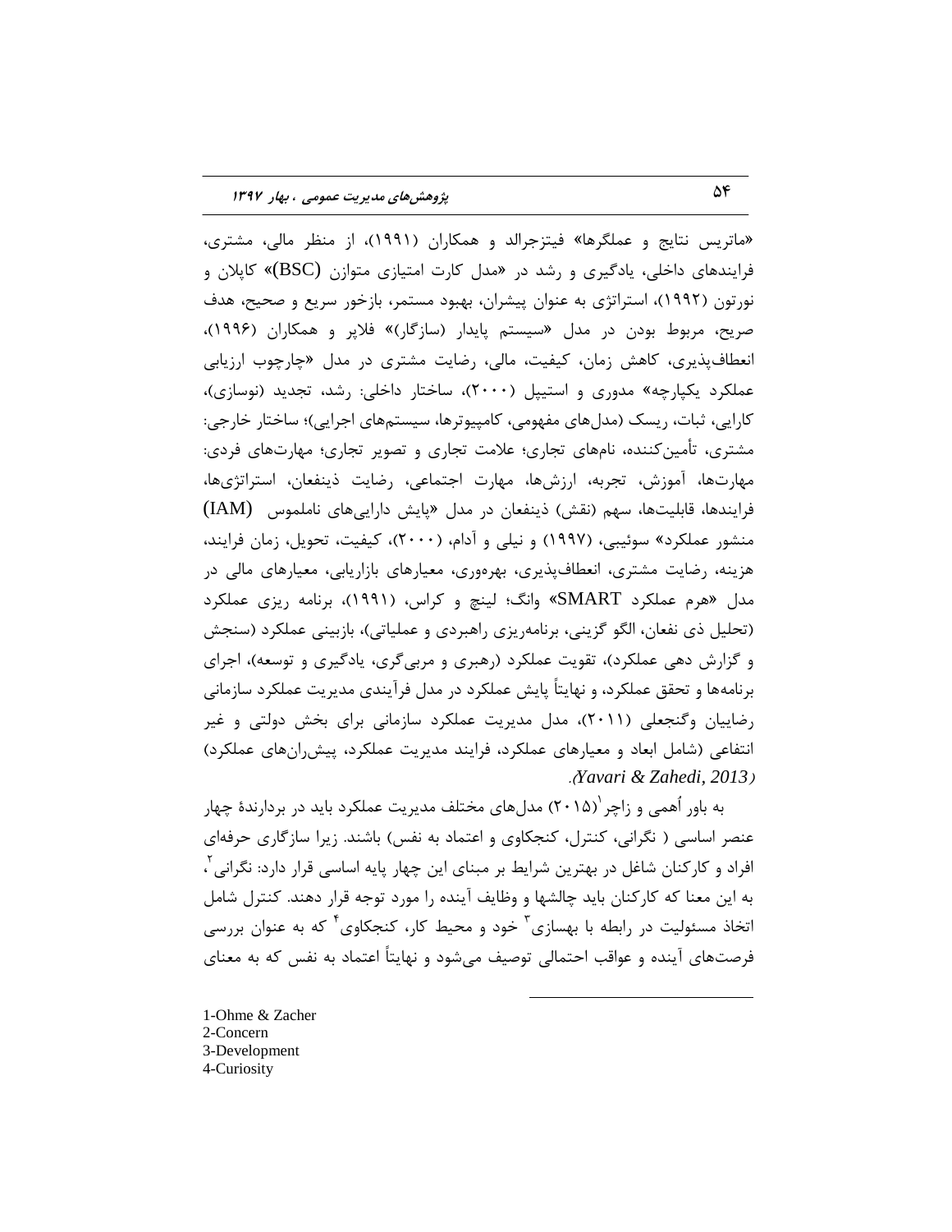«ماتریس نتایج و عملگرها» فیتزجرالد و همکاران (۱۹۹۱)، از منظر مالی، مشتری، فرایندهای داخلی، یادگیری و رشد در «مدل کارت امتیازی متوازن (BSC)» کاپلان و نورتون (۱۹۹۲)، استراتژی به عنوان پیشران، بهبود مستمر، بازخور سریع و صحیح، هدف صریح، مربوط بودن در مدل «سیستم پایدار (سازگار)» فلاپر و همکاران (۱۹۹۶)، انعطاف‌پذیری، کاهش زمان، کیفیت، مالی، رضایت مشتری در مدل «چارچوب ارزیابی عملکرد یکپارچه» مدوری و استیپل (۲۰۰۰)، ساختار داخلی: رشد، تجدید (نوسازی)، کارایی، ثبات، ریسک (مدل‌های مفهومی، کامپیوترها، سیستم‌های اجرایی)؛ ساختار خارجی: مشتری، تأمین‌کننده، نام‌های تجاری؛ علامت تجاری و تصویر تجاری؛ مهارت‌های فردی: مهارت‌ها، آموزش، تجربه، ارزش‌ها، مهارت اجتماعی، رضایت ذینفعان، استراتژی‌ها، فرایندها، قابلیت‌ها، سهم (نقش) ذینفعان در مدل «پایش دارایی‌های ناملموس (IAM) منشور عملکرد» سوئیبی، (۱۹۹۷) و نیلی و آدام، (۲۰۰۰)، کیفیت، تحویل، زمان فرایند، هزینه، رضایت مشتری، انعطاف‌پذیری، بهره‌وری، معیارهای بازاریابی، معیارهای مالی در مدل «هرم عملکرد SMART» وانگ؛ لینچ و کراس، (۱۹۹۱)، برنامه ریزی عملکرد (تحلیل ذی نفعان، الگو گزینی، برنامه‌ریزی راهبردی و عملیاتی)، بازبینی عملکرد (سنجش و گزارش دهی عملکرد)، تقویت عملکرد (رهبری و مربی‌گری، یادگیری و توسعه)، اجرای برنامه‌ها و تحقق عملکرد، و نهایتاً پایش عملکرد در مدل فرآیندی مدیریت عملکرد سازمانی رضاییان وگنجعلی (۲۰۱۱)، مدل مدیریت عملکرد سازمانی برای بخش دولتی و غیر انتفاعی (شامل ابعاد و معیارهای عملکرد، فرایند مدیریت عملکرد، پیش‌ران‌های عملکرد) *(Yavari & Zahedi, 2013)*.

به باور اُهمی و زاچر[1] (۲۰۱۵) مدل‌های مختلف مدیریت عملکرد باید در بردارندهٔ چهار عنصر اساسی ( نگرانی، کنترل، کنجکاوی و اعتماد به نفس) باشند. زیرا سازگاری حرفه‌ای افراد و کارکنان شاغل در بهترین شرایط بر مبنای این چهار پایه اساسی قرار دارد: نگرانی[2]، به این معنا که کارکنان باید چالشها و وظایف آینده را مورد توجه قرار دهند. کنترل شامل اتخاذ مسئولیت در رابطه با بهسازی[3] خود و محیط کار، کنجکاوی[4] که به عنوان بررسی فرصت‌های آینده و عواقب احتمالی توصیف می‌شود و نهایتاً اعتماد به نفس که به معنای

---

1-Ohme & Zacher
2-Concern
3-Development
4-Curiosity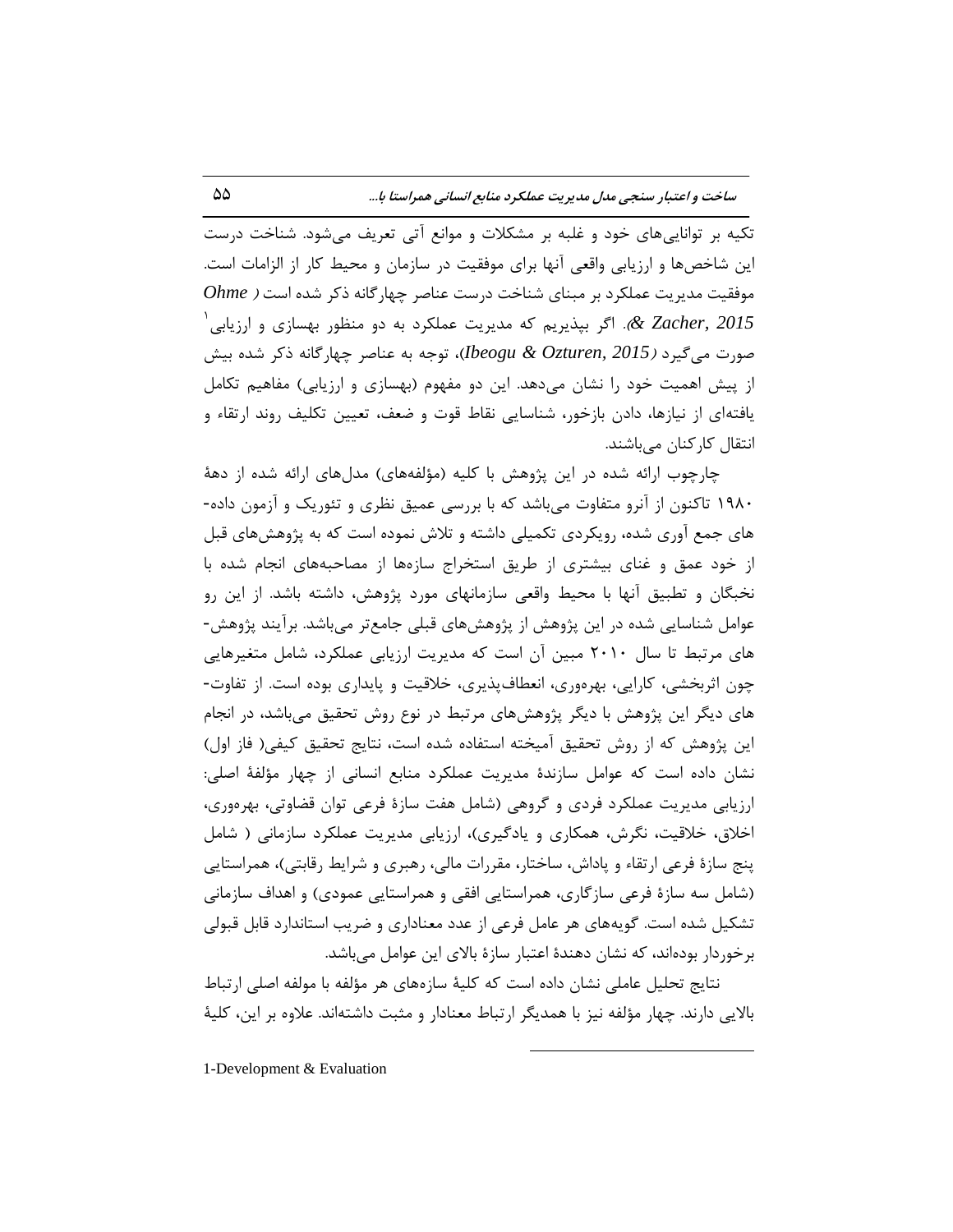تکیه بر توانایی‌های خود و غلبه بر مشکلات و موانع آتی تعریف می‌شود. شناخت درست این شاخص‌ها و ارزیابی واقعی آنها برای موفقیت در سازمان و محیط کار از الزامات است. موفقیت مدیریت عملکرد بر مبنای شناخت درست عناصر چهارگانه ذکر شده است (*Ohme & Zacher, 2015*). اگر بپذیریم که مدیریت عملکرد به دو منظور بهسازی و ارزیابی[1] صورت می‌گیرد (*Ibeogu & Ozturen, 2015*)، توجه به عناصر چهارگانه ذکر شده بیش از پیش اهمیت خود را نشان می‌دهد. این دو مفهوم (بهسازی و ارزیابی) مفاهیم تکامل یافته‌ای از نیازها، دادن بازخور، شناسایی نقاط قوت و ضعف، تعیین تکلیف روند ارتقاء و انتقال کارکنان می‌باشند.

چارچوب ارائه شده در این پژوهش با کلیه (مؤلفه‌های) مدل‌های ارائه شده از دهۀ ۱۹۸۰ تاکنون از آنرو متفاوت می‌باشد که با بررسی عمیق نظری و تئوریک و آزمون داده‌های جمع آوری شده، رویکردی تکمیلی داشته و تلاش نموده است که به پژوهش‌های قبل از خود عمق و غنای بیشتری از طریق استخراج سازه‌ها از مصاحبه‌های انجام شده با نخبگان و تطبیق آنها با محیط واقعی سازمانهای مورد پژوهش، داشته باشد. از این رو عوامل شناسایی شده در این پژوهش از پژوهش‌های قبلی جامع‌تر می‌باشد. برآیند پژوهش‌های مرتبط تا سال ۲۰۱۰ مبین آن است که مدیریت ارزیابی عملکرد، شامل متغیرهایی چون اثربخشی، کارایی، بهره‌وری، انعطاف‌پذیری، خلاقیت و پایداری بوده است. از تفاوت‌های دیگر این پژوهش با دیگر پژوهش‌های مرتبط در نوع روش تحقیق می‌باشد، در انجام این پژوهش که از روش تحقیق آمیخته استفاده شده است، نتایج تحقیق کیفی( فاز اول) نشان داده است که عوامل سازندۀ مدیریت عملکرد منابع انسانی از چهار مؤلفۀ اصلی: ارزیابی مدیریت عملکرد فردی و گروهی (شامل هفت سازۀ فرعی توان قضاوتی، بهره‌وری، اخلاق، خلاقیت، نگرش، همکاری و یادگیری)، ارزیابی مدیریت عملکرد سازمانی ( شامل پنج سازۀ فرعی ارتقاء و پاداش، ساختار، مقررات مالی، رهبری و شرایط رقابتی)، همراستایی (شامل سه سازۀ فرعی سازگاری، همراستایی افقی و همراستایی عمودی) و اهداف سازمانی تشکیل شده است. گویه‌های هر عامل فرعی از عدد معناداری و ضریب استاندارد قابل قبولی برخوردار بوده‌اند، که نشان دهندۀ اعتبار سازۀ بالای این عوامل می‌باشد.

نتایج تحلیل عاملی نشان داده است که کلیۀ سازه‌های هر مؤلفه با مولفه اصلی ارتباط بالایی دارند. چهار مؤلفه نیز با همدیگر ارتباط معنادار و مثبت داشته‌اند. علاوه بر این، کلیۀ

---

1-Development & Evaluation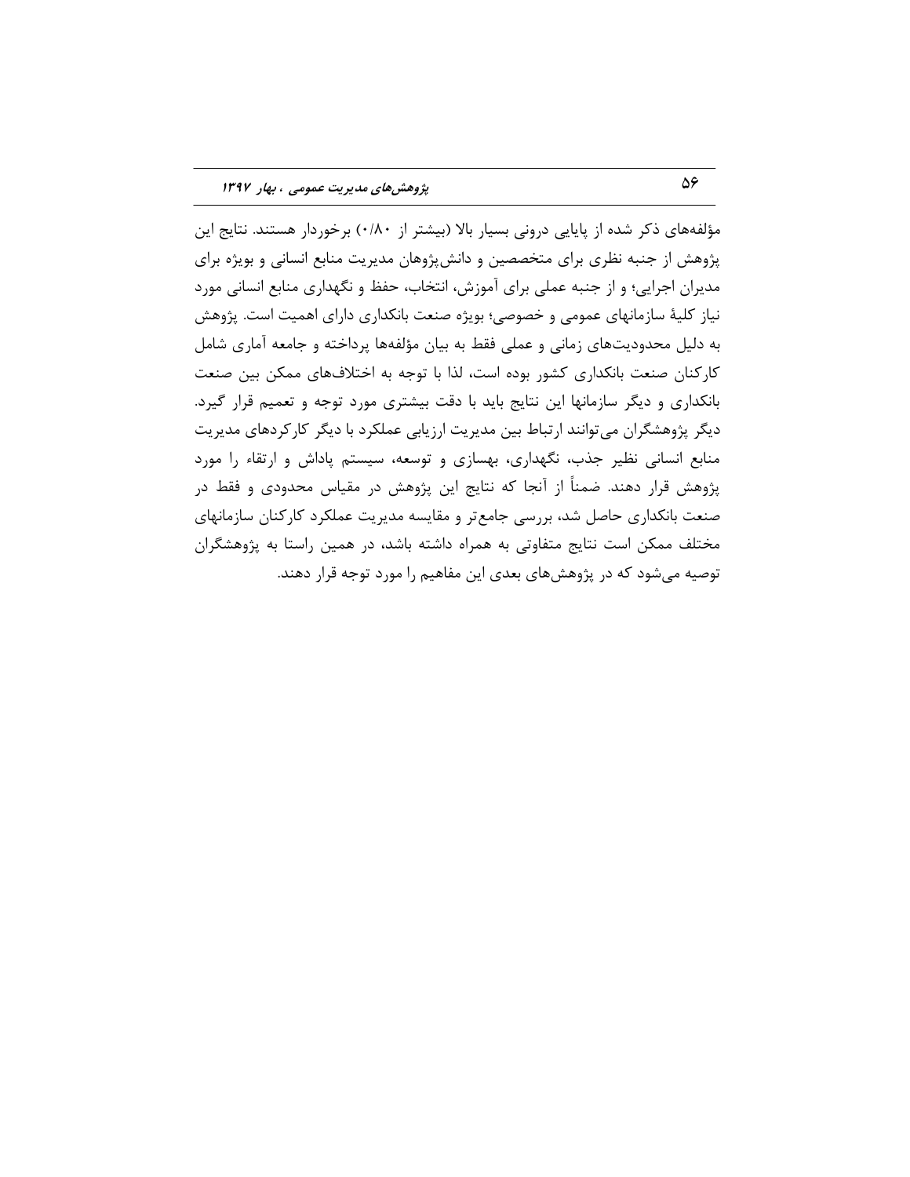مؤلفه‌های ذکر شده از پایایی درونی بسیار بالا (بیشتر از ۰/۸۰) برخوردار هستند. نتایج این پژوهش از جنبه نظری برای متخصصین و دانش‌پژوهان مدیریت منابع انسانی و بویژه برای مدیران اجرایی؛ و از جنبه عملی برای آموزش، انتخاب، حفظ و نگهداری منابع انسانی مورد نیاز کلیهٔ سازمانهای عمومی و خصوصی؛ بویژه صنعت بانکداری دارای اهمیت است. پژوهش به دلیل محدودیت‌های زمانی و عملی فقط به بیان مؤلفه‌ها پرداخته و جامعه آماری شامل کارکنان صنعت بانکداری کشور بوده است، لذا با توجه به اختلاف‌های ممکن بین صنعت بانکداری و دیگر سازمانها این نتایج باید با دقت بیشتری مورد توجه و تعمیم قرار گیرد. دیگر پژوهشگران می‌توانند ارتباط بین مدیریت ارزیابی عملکرد با دیگر کارکردهای مدیریت منابع انسانی نظیر جذب، نگهداری، بهسازی و توسعه، سیستم پاداش و ارتقاء را مورد پژوهش قرار دهند. ضمناً از آنجا که نتایج این پژوهش در مقیاس محدودی و فقط در صنعت بانکداری حاصل شد، بررسی جامع‌تر و مقایسه مدیریت عملکرد کارکنان سازمانهای مختلف ممکن است نتایج متفاوتی به همراه داشته باشد، در همین راستا به پژوهشگران توصیه می‌شود که در پژوهش‌های بعدی این مفاهیم را مورد توجه قرار دهند.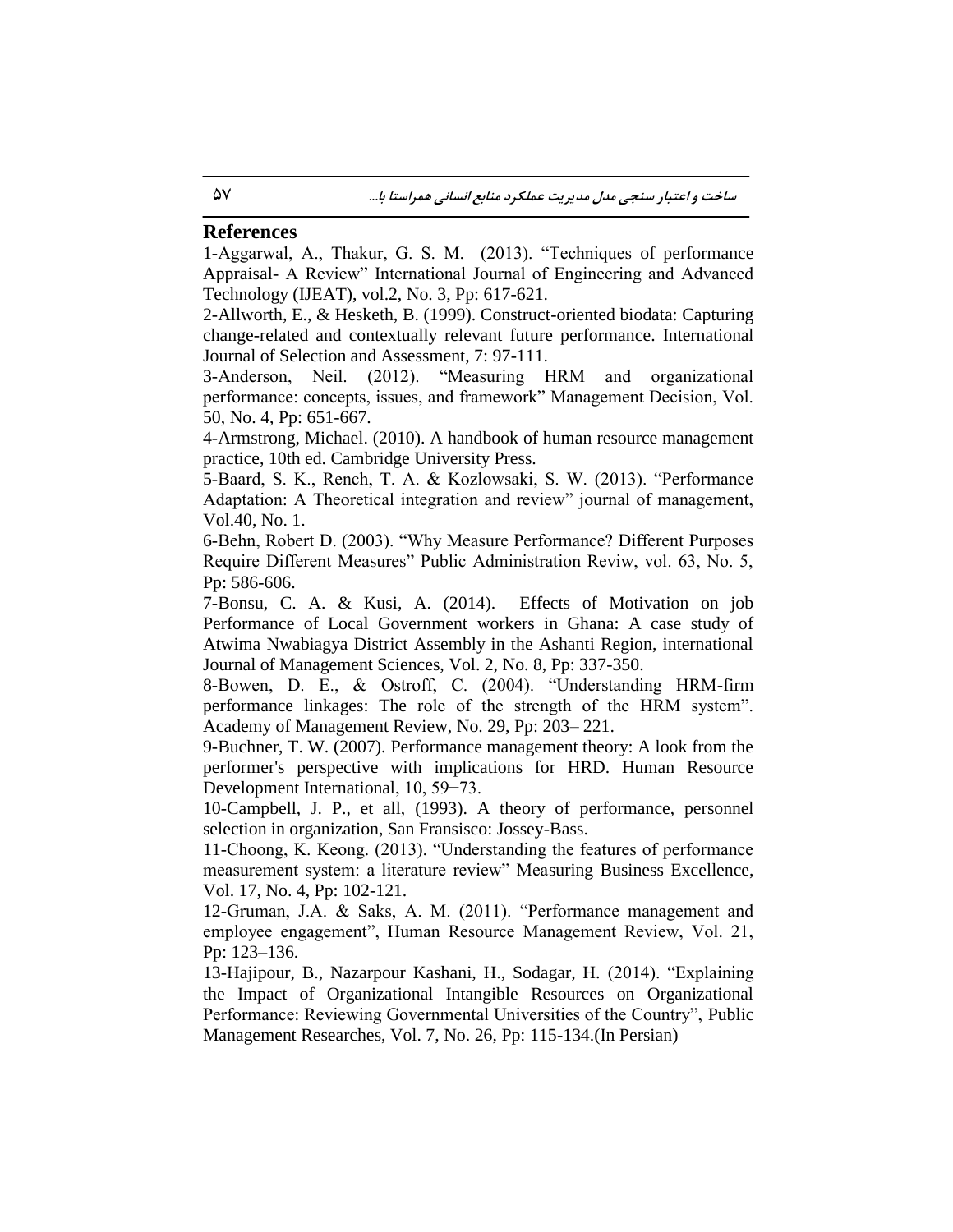## References

1-Aggarwal, A., Thakur, G. S. M. (2013). "Techniques of performance Appraisal- A Review" International Journal of Engineering and Advanced Technology (IJEAT), vol.2, No. 3, Pp: 617-621.

2-Allworth, E., & Hesketh, B. (1999). Construct-oriented biodata: Capturing change-related and contextually relevant future performance. International Journal of Selection and Assessment, 7: 97-111.

3-Anderson, Neil. (2012). "Measuring HRM and organizational performance: concepts, issues, and framework" Management Decision, Vol. 50, No. 4, Pp: 651-667.

4-Armstrong, Michael. (2010). A handbook of human resource management practice, 10th ed. Cambridge University Press.

5-Baard, S. K., Rench, T. A. & Kozlowsaki, S. W. (2013). "Performance Adaptation: A Theoretical integration and review" journal of management, Vol.40, No. 1.

6-Behn, Robert D. (2003). "Why Measure Performance? Different Purposes Require Different Measures" Public Administration Reviw, vol. 63, No. 5, Pp: 586-606.

7-Bonsu, C. A. & Kusi, A. (2014). Effects of Motivation on job Performance of Local Government workers in Ghana: A case study of Atwima Nwabiagya District Assembly in the Ashanti Region, international Journal of Management Sciences, Vol. 2, No. 8, Pp: 337-350.

8-Bowen, D. E., & Ostroff, C. (2004). "Understanding HRM-firm performance linkages: The role of the strength of the HRM system". Academy of Management Review, No. 29, Pp: 203– 221.

9-Buchner, T. W. (2007). Performance management theory: A look from the performer's perspective with implications for HRD. Human Resource Development International, 10, 59−73.

10-Campbell, J. P., et all, (1993). A theory of performance, personnel selection in organization, San Fransisco: Jossey-Bass.

11-Choong, K. Keong. (2013). "Understanding the features of performance measurement system: a literature review" Measuring Business Excellence, Vol. 17, No. 4, Pp: 102-121.

12-Gruman, J.A. & Saks, A. M. (2011). "Performance management and employee engagement", Human Resource Management Review, Vol. 21, Pp: 123–136.

13-Hajipour, B., Nazarpour Kashani, H., Sodagar, H. (2014). "Explaining the Impact of Organizational Intangible Resources on Organizational Performance: Reviewing Governmental Universities of the Country", Public Management Researches, Vol. 7, No. 26, Pp: 115-134.(In Persian)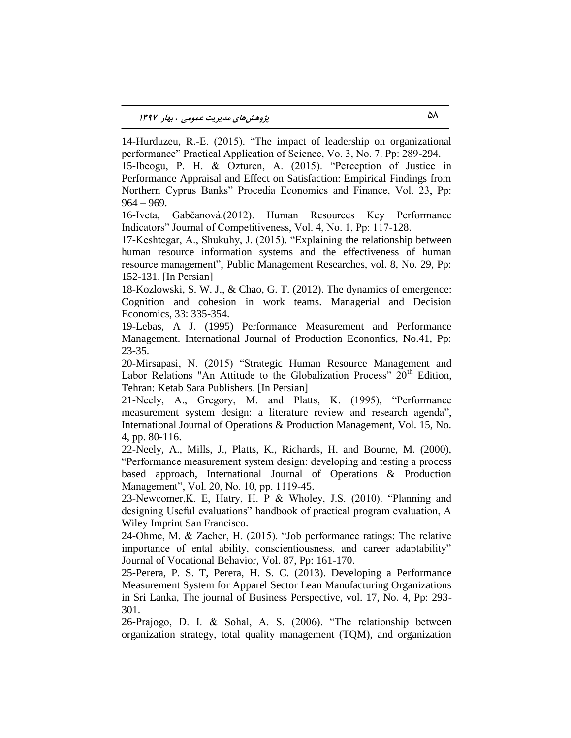14-Hurduzeu, R.-E. (2015). "The impact of leadership on organizational performance" Practical Application of Science, Vo. 3, No. 7. Pp: 289-294.

15-Ibeogu, P. H. & Ozturen, A. (2015). "Perception of Justice in Performance Appraisal and Effect on Satisfaction: Empirical Findings from Northern Cyprus Banks" Procedia Economics and Finance, Vol. 23, Pp: 964 – 969.

16-Iveta, Gabčanová.(2012). Human Resources Key Performance Indicators" Journal of Competitiveness, Vol. 4, No. 1, Pp: 117-128.

17-Keshtegar, A., Shukuhy, J. (2015). "Explaining the relationship between human resource information systems and the effectiveness of human resource management", Public Management Researches, vol. 8, No. 29, Pp: 152-131. [In Persian]

18-Kozlowski, S. W. J., & Chao, G. T. (2012). The dynamics of emergence: Cognition and cohesion in work teams. Managerial and Decision Economics, 33: 335-354.

19-Lebas, A J. (1995) Performance Measurement and Performance Management. International Journal of Production Econonfics, No.41, Pp: 23-35.

20-Mirsapasi, N. (2015) "Strategic Human Resource Management and Labor Relations "An Attitude to the Globalization Process" 20th Edition, Tehran: Ketab Sara Publishers. [In Persian]

21-Neely, A., Gregory, M. and Platts, K. (1995), "Performance measurement system design: a literature review and research agenda", International Journal of Operations & Production Management, Vol. 15, No. 4, pp. 80-116.

22-Neely, A., Mills, J., Platts, K., Richards, H. and Bourne, M. (2000), "Performance measurement system design: developing and testing a process based approach, International Journal of Operations & Production Management", Vol. 20, No. 10, pp. 1119-45.

23-Newcomer,K. E, Hatry, H. P & Wholey, J.S. (2010). "Planning and designing Useful evaluations" handbook of practical program evaluation, A Wiley Imprint San Francisco.

24-Ohme, M. & Zacher, H. (2015). "Job performance ratings: The relative importance of ental ability, conscientiousness, and career adaptability" Journal of Vocational Behavior, Vol. 87, Pp: 161-170.

25-Perera, P. S. T, Perera, H. S. C. (2013). Developing a Performance Measurement System for Apparel Sector Lean Manufacturing Organizations in Sri Lanka, The journal of Business Perspective, vol. 17, No. 4, Pp: 293-301.

26-Prajogo, D. I. & Sohal, A. S. (2006). "The relationship between organization strategy, total quality management (TQM), and organization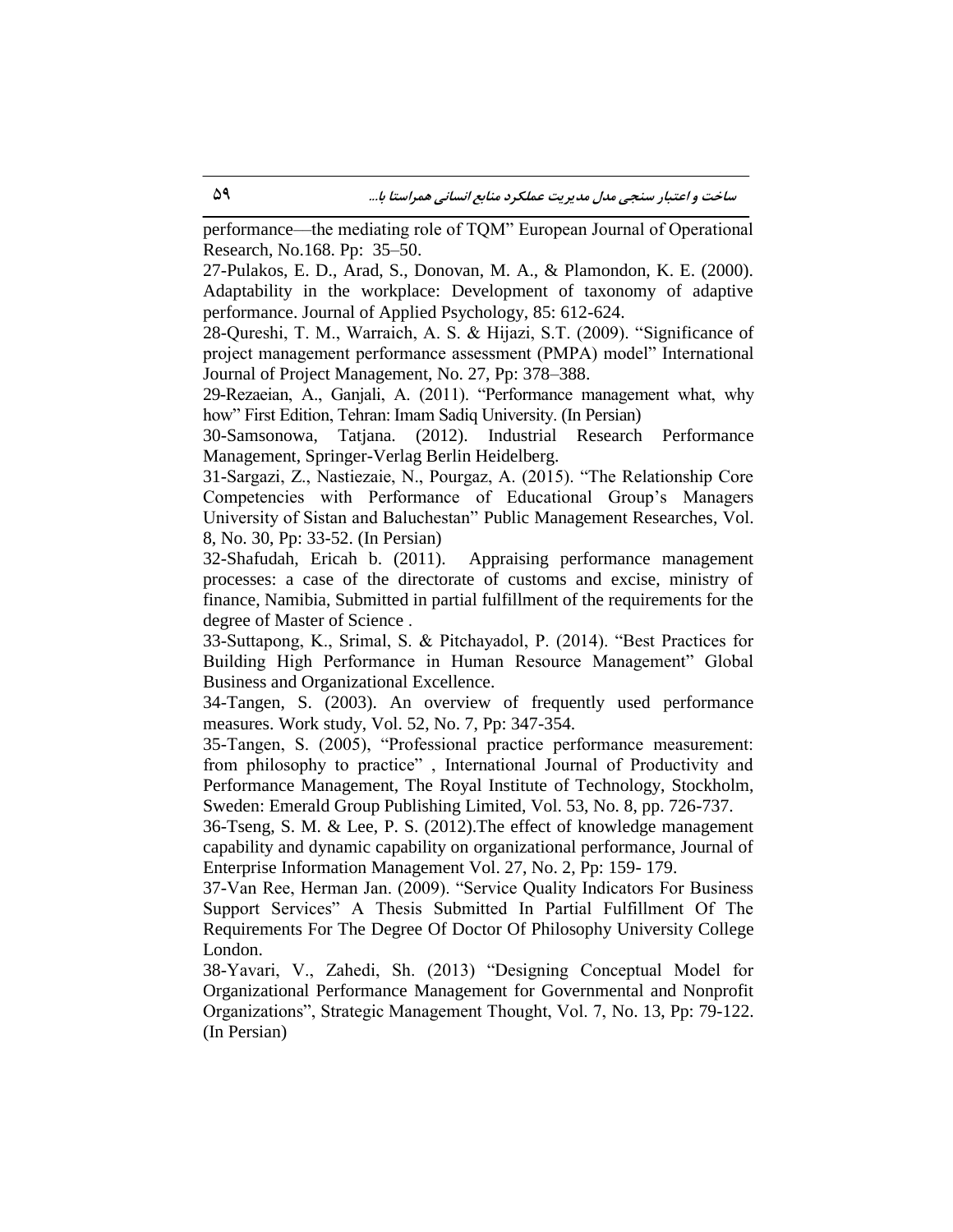performance—the mediating role of TQM" European Journal of Operational Research, No.168. Pp: 35–50.

27-Pulakos, E. D., Arad, S., Donovan, M. A., & Plamondon, K. E. (2000). Adaptability in the workplace: Development of taxonomy of adaptive performance. Journal of Applied Psychology, 85: 612-624.

28-Qureshi, T. M., Warraich, A. S. & Hijazi, S.T. (2009). "Significance of project management performance assessment (PMPA) model" International Journal of Project Management, No. 27, Pp: 378–388.

29-Rezaeian, A., Ganjali, A. (2011). "Performance management what, why how" First Edition, Tehran: Imam Sadiq University. (In Persian)

30-Samsonowa, Tatjana. (2012). Industrial Research Performance Management, Springer-Verlag Berlin Heidelberg.

31-Sargazi, Z., Nastiezaie, N., Pourgaz, A. (2015). "The Relationship Core Competencies with Performance of Educational Group's Managers University of Sistan and Baluchestan" Public Management Researches, Vol. 8, No. 30, Pp: 33-52. (In Persian)

32-Shafudah, Ericah b. (2011). Appraising performance management processes: a case of the directorate of customs and excise, ministry of finance, Namibia, Submitted in partial fulfillment of the requirements for the degree of Master of Science .

33-Suttapong, K., Srimal, S. & Pitchayadol, P. (2014). "Best Practices for Building High Performance in Human Resource Management" Global Business and Organizational Excellence.

34-Tangen, S. (2003). An overview of frequently used performance measures. Work study, Vol. 52, No. 7, Pp: 347-354.

35-Tangen, S. (2005), "Professional practice performance measurement: from philosophy to practice" , International Journal of Productivity and Performance Management, The Royal Institute of Technology, Stockholm, Sweden: Emerald Group Publishing Limited, Vol. 53, No. 8, pp. 726-737.

36-Tseng, S. M. & Lee, P. S. (2012).The effect of knowledge management capability and dynamic capability on organizational performance, Journal of Enterprise Information Management Vol. 27, No. 2, Pp: 159- 179.

37-Van Ree, Herman Jan. (2009). "Service Quality Indicators For Business Support Services" A Thesis Submitted In Partial Fulfillment Of The Requirements For The Degree Of Doctor Of Philosophy University College London.

38-Yavari, V., Zahedi, Sh. (2013) "Designing Conceptual Model for Organizational Performance Management for Governmental and Nonprofit Organizations", Strategic Management Thought, Vol. 7, No. 13, Pp: 79-122. (In Persian)